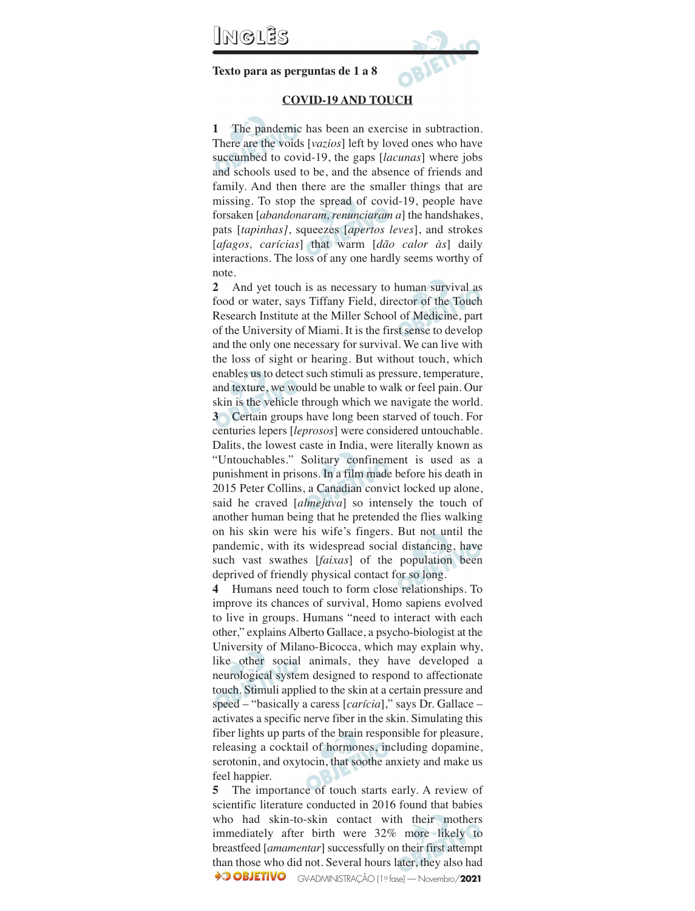# Inglês

**Texto para as perguntas de 1 a 8**

## COVID-19 AND TOUCH

**1** The pandemic has been an exercise in subtraction. There are the voids [*vazios*] left by loved ones who have succumbed to covid-19, the gaps [*lacunas*] where jobs and schools used to be, and the absence of friends and family. And then there are the smaller things that are missing. To stop the spread of covid-19, people have forsaken [*abandonaram, renunciaram a*] the handshakes, pats [*tapinhas]*, squeezes [*apertos leves*], and strokes [*afagos, carícias*] that warm [*dão calor às*] daily interactions. The loss of any one hardly seems worthy of note.

**2** And yet touch is as necessary to human survival as food or water, says Tiffany Field, director of the Touch Research Institute at the Miller School of Medicine, part of the University of Miami. It is the first sense to develop and the only one necessary for survival. We can live with the loss of sight or hearing. But without touch, which enables us to detect such stimuli as pressure, temperature, and texture, we would be unable to walk or feel pain. Our skin is the vehicle through which we navigate the world.

**3** Certain groups have long been starved of touch. For centuries lepers [*leprosos*] were considered untouchable. Dalits, the lowest caste in India, were literally known as "Untouchables." Solitary confinement is used as a punishment in prisons. In a film made before his death in 2015 Peter Collins, a Canadian convict locked up alone, said he craved [*almejava*] so intensely the touch of another human being that he pretended the flies walking on his skin were his wife's fingers. But not until the pandemic, with its widespread social distancing, have such vast swathes [*faixas*] of the population been deprived of friendly physical contact for so long.

**4** Humans need touch to form close relationships. To improve its chances of survival, Homo sapiens evolved to live in groups. Humans "need to interact with each other," explains Alberto Gallace, a psycho-biologist at the University of Milano-Bicocca, which may explain why, like other social animals, they have developed a neurological system designed to respond to affectionate touch. Stimuli applied to the skin at a certain pressure and speed – "basically a caress [*carícia*]," says Dr. Gallace – activates a specific nerve fiber in the skin. Simulating this fiber lights up parts of the brain responsible for pleasure, releasing a cocktail of hormones, including dopamine, serotonin, and oxytocin, that soothe anxiety and make us feel happier.

**5** The importance of touch starts early. A review of scientific literature conducted in 2016 found that babies who had skin-to-skin contact with their mothers immediately after birth were 32% more likely to breastfeed [*amamentar*] successfully on their first attempt than those who did not. Several hours later, they also had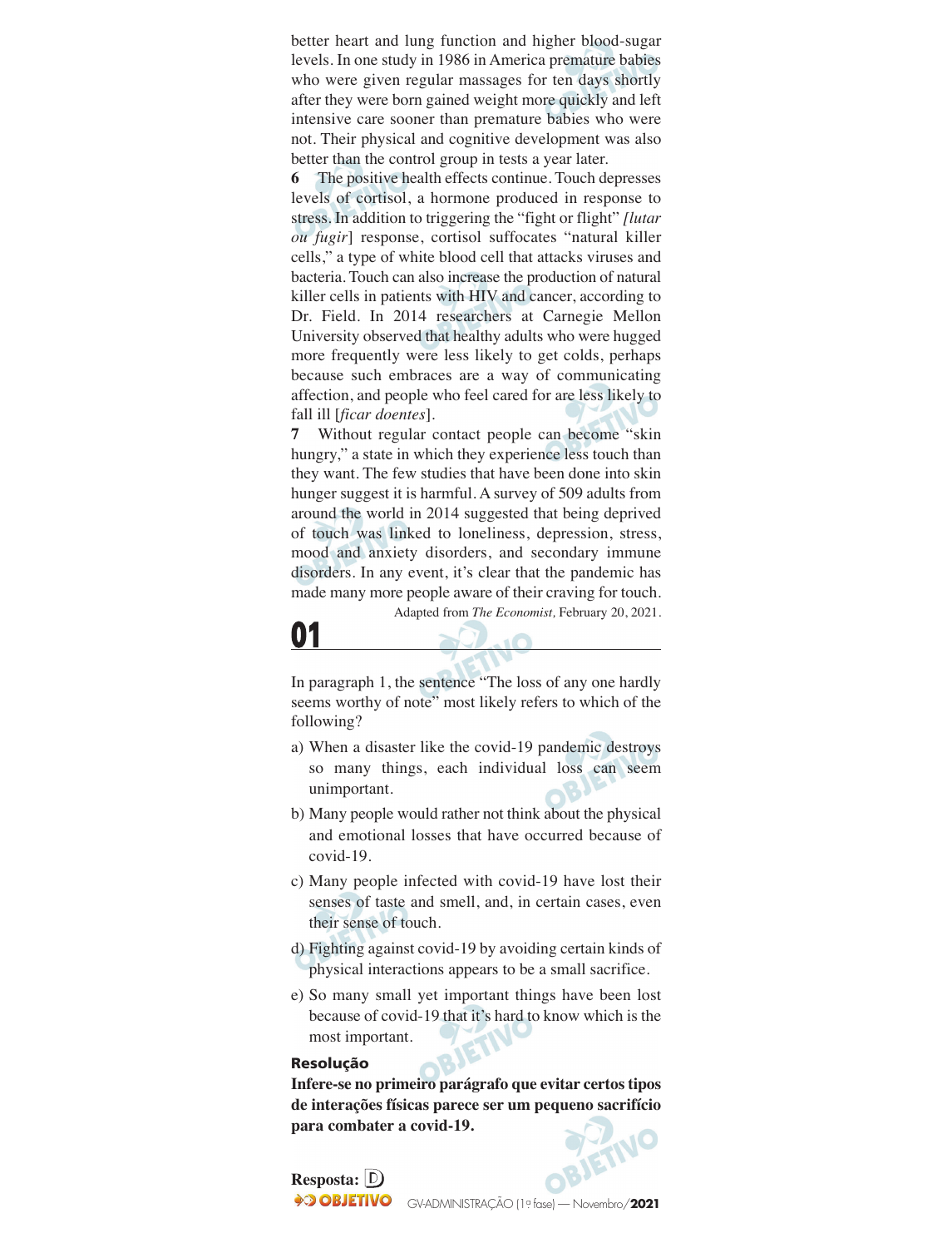better heart and lung function and higher blood-sugar levels. In one study in 1986 in America premature babies who were given regular massages for ten days shortly after they were born gained weight more quickly and left intensive care sooner than premature babies who were not. Their physical and cognitive development was also better than the control group in tests a year later.

**6** The positive health effects continue. Touch depresses levels of cortisol, a hormone produced in response to stress. In addition to triggering the "fight or flight" *[lutar ou fugir*] response, cortisol suffocates "natural killer cells," a type of white blood cell that attacks viruses and bacteria. Touch can also increase the production of natural killer cells in patients with HIV and cancer, according to Dr. Field. In 2014 researchers at Carnegie Mellon University observed that healthy adults who were hugged more frequently were less likely to get colds, perhaps because such embraces are a way of communicating affection, and people who feel cared for are less likely to fall ill [*ficar doentes*].

**7** Without regular contact people can become "skin hungry," a state in which they experience less touch than they want. The few studies that have been done into skin hunger suggest it is harmful. A survey of 509 adults from around the world in 2014 suggested that being deprived of touch was linked to loneliness, depression, stress, mood and anxiety disorders, and secondary immune disorders. In any event, it's clear that the pandemic has made many more people aware of their craving for touch.

Adapted from *The Economist,* February 20, 2021.

## 01

In paragraph 1, the sentence "The loss of any one hardly seems worthy of note" most likely refers to which of the following?

a) When a disaster like the covid-19 pandemic destroys so many things, each individual loss can seem unimportant.

b) Many people would rather not think about the physical and emotional losses that have occurred because of covid-19.

c) Many people infected with covid-19 have lost their senses of taste and smell, and, in certain cases, even their sense of touch.

d) Fighting against covid-19 by avoiding certain kinds of physical interactions appears to be a small sacrifice.

e) So many small yet important things have been lost because of covid-19 that it's hard to know which is the most important.

**Resolução**

**Infere-se no primeiro parágrafo que evitar certos tipos de interações físicas parece ser um pequeno sacrifício para combater a covid-19.**

**Resposta:** D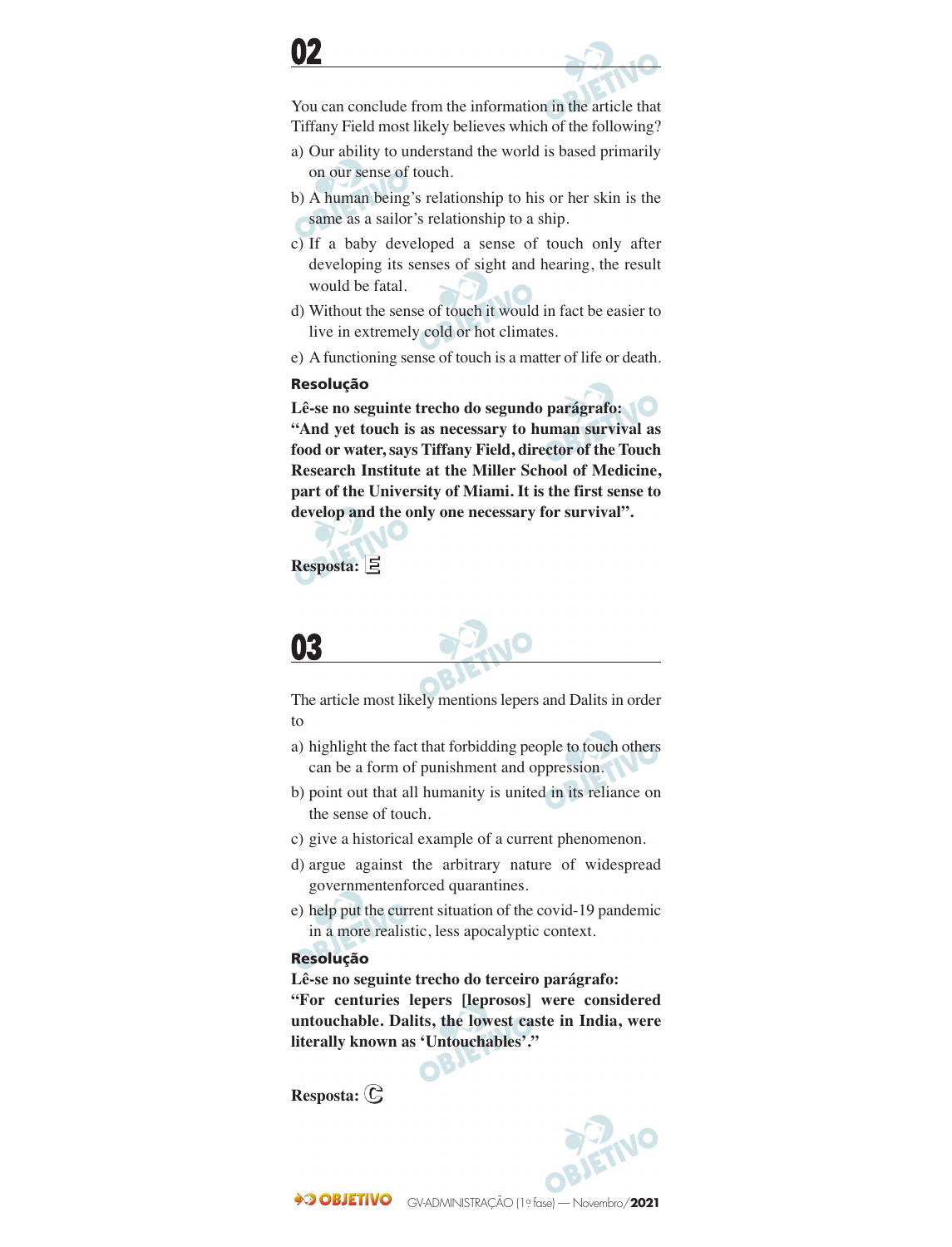## 02

You can conclude from the information in the article that Tiffany Field most likely believes which of the following?

a) Our ability to understand the world is based primarily on our sense of touch.

b) A human being's relationship to his or her skin is the same as a sailor's relationship to a ship.

c) If a baby developed a sense of touch only after developing its senses of sight and hearing, the result would be fatal.

d) Without the sense of touch it would in fact be easier to live in extremely cold or hot climates.

e) A functioning sense of touch is a matter of life or death.

**Resolução**

**Lê-se no seguinte trecho do segundo parágrafo: "And yet touch is as necessary to human survival as food or water, says Tiffany Field, director of the Touch Research Institute at the Miller School of Medicine, part of the University of Miami. It is the first sense to develop and the only one necessary for survival".**

**Resposta: E**

## 03

The article most likely mentions lepers and Dalits in order to

a) highlight the fact that forbidding people to touch others can be a form of punishment and oppression.

b) point out that all humanity is united in its reliance on the sense of touch.

c) give a historical example of a current phenomenon.

d) argue against the arbitrary nature of widespread governmentenforced quarantines.

e) help put the current situation of the covid-19 pandemic in a more realistic, less apocalyptic context.

**Resolução**

**Lê-se no seguinte trecho do terceiro parágrafo: "For centuries lepers [leprosos] were considered untouchable. Dalits, the lowest caste in India, were literally known as 'Untouchables'."**

**Resposta: C**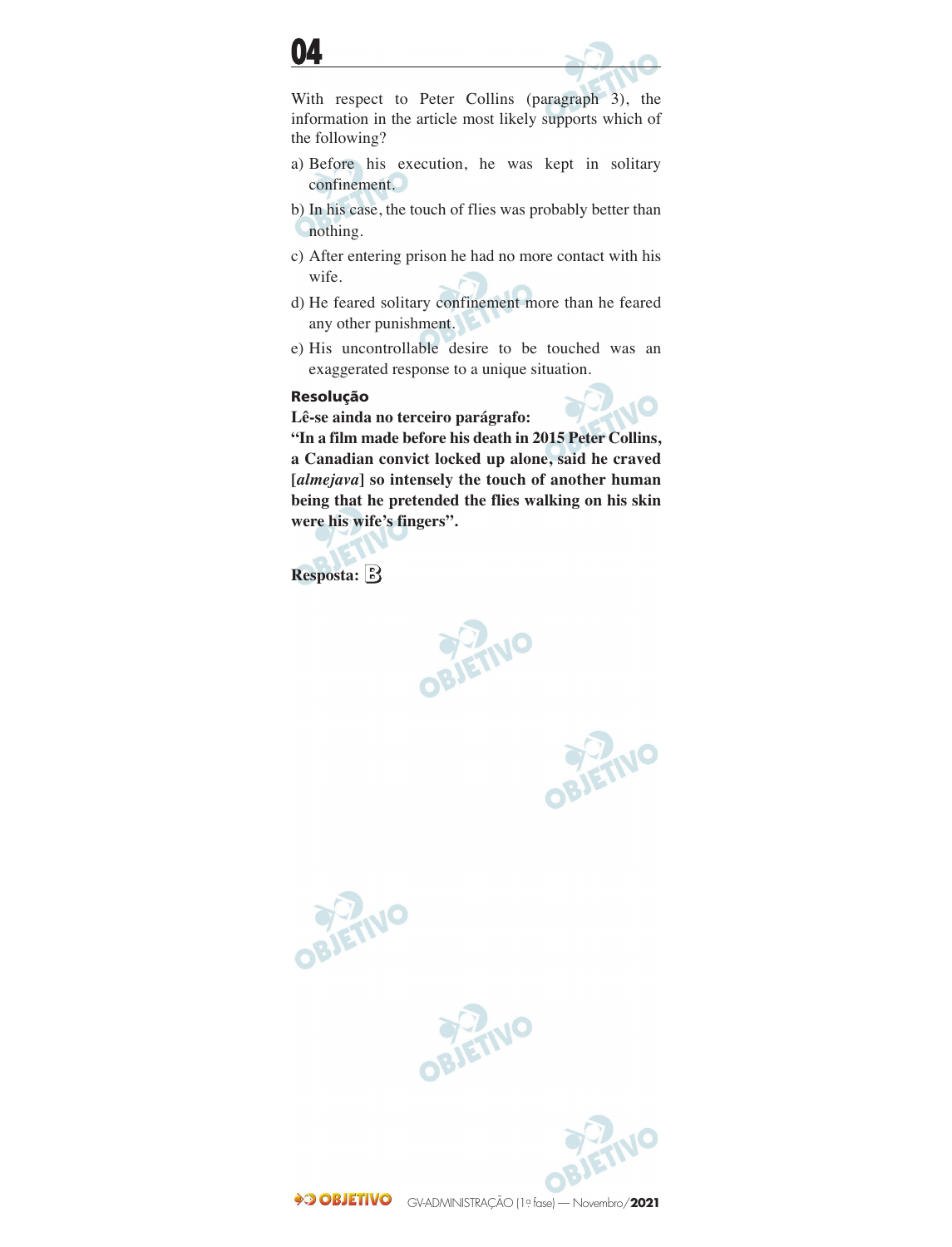## 04

With respect to Peter Collins (paragraph 3), the information in the article most likely supports which of the following?

a) Before his execution, he was kept in solitary confinement.

b) In his case, the touch of flies was probably better than nothing.

c) After entering prison he had no more contact with his wife.

d) He feared solitary confinement more than he feared any other punishment.

e) His uncontrollable desire to be touched was an exaggerated response to a unique situation.

**Resolução**

**Lê-se ainda no terceiro parágrafo:**

**"In a film made before his death in 2015 Peter Collins, a Canadian convict locked up alone, said he craved [*almejava*] so intensely the touch of another human being that he pretended the flies walking on his skin were his wife's fingers".**

**Resposta:** B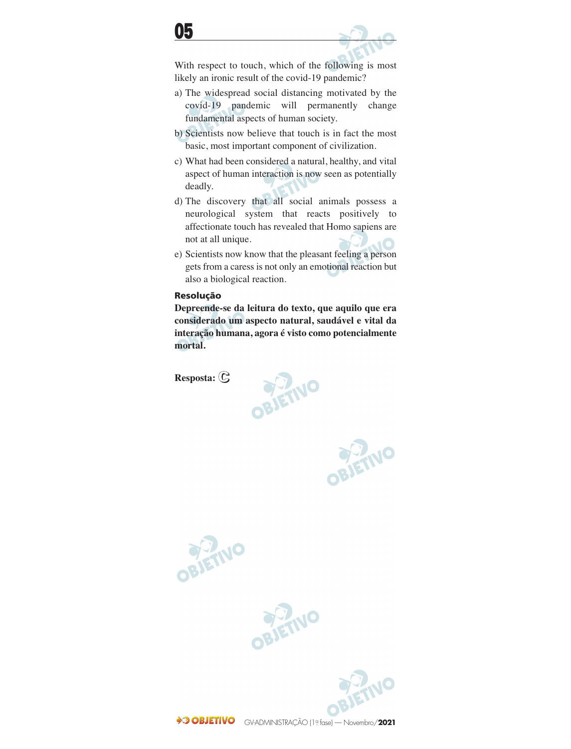## 05

With respect to touch, which of the following is most likely an ironic result of the covid-19 pandemic?

a) The widespread social distancing motivated by the covid-19 pandemic will permanently change fundamental aspects of human society.

b) Scientists now believe that touch is in fact the most basic, most important component of civilization.

c) What had been considered a natural, healthy, and vital aspect of human interaction is now seen as potentially deadly.

d) The discovery that all social animals possess a neurological system that reacts positively to affectionate touch has revealed that Homo sapiens are not at all unique.

e) Scientists now know that the pleasant feeling a person gets from a caress is not only an emotional reaction but also a biological reaction.

**Resolução**

**Depreende-se da leitura do texto, que aquilo que era considerado um aspecto natural, saudável e vital da interação humana, agora é visto como potencialmente mortal.**

**Resposta:** C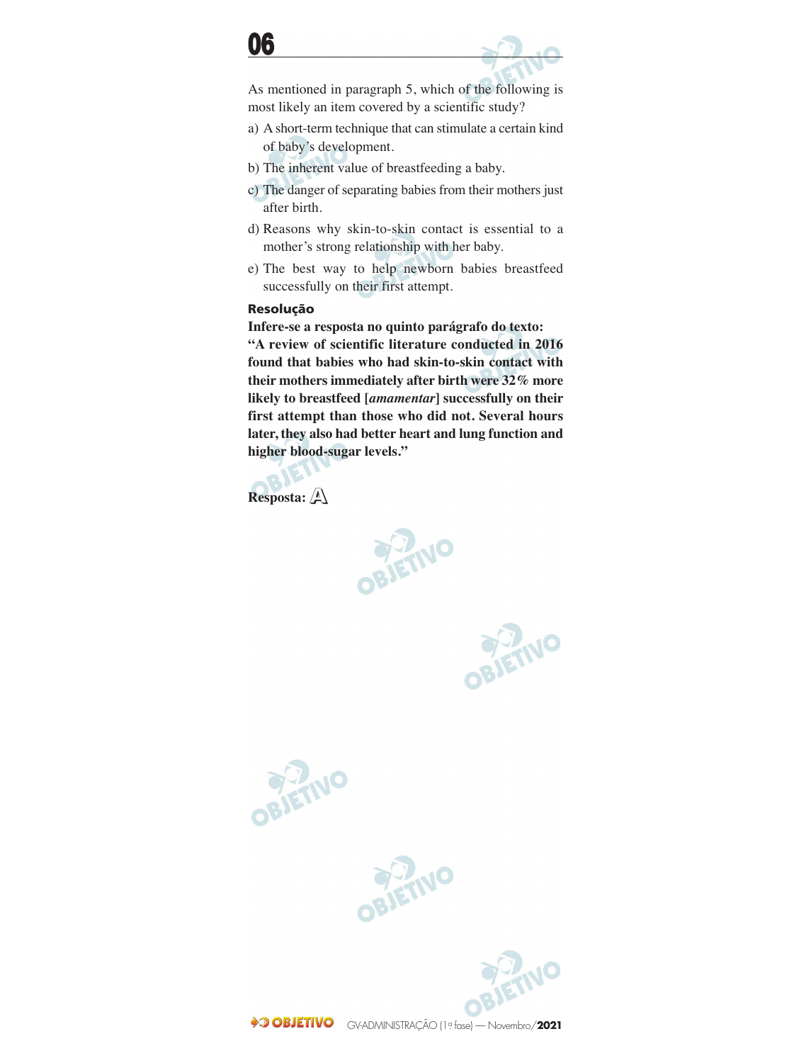## 06

As mentioned in paragraph 5, which of the following is most likely an item covered by a scientific study?

a) A short-term technique that can stimulate a certain kind of baby's development.

b) The inherent value of breastfeeding a baby.

c) The danger of separating babies from their mothers just after birth.

d) Reasons why skin-to-skin contact is essential to a mother's strong relationship with her baby.

e) The best way to help newborn babies breastfeed successfully on their first attempt.

### Resolução

**Infere-se a resposta no quinto parágrafo do texto: "A review of scientific literature conducted in 2016 found that babies who had skin-to-skin contact with their mothers immediately after birth were 32% more likely to breastfeed [*amamentar*] successfully on their first attempt than those who did not. Several hours later, they also had better heart and lung function and higher blood-sugar levels."**

**Resposta: A**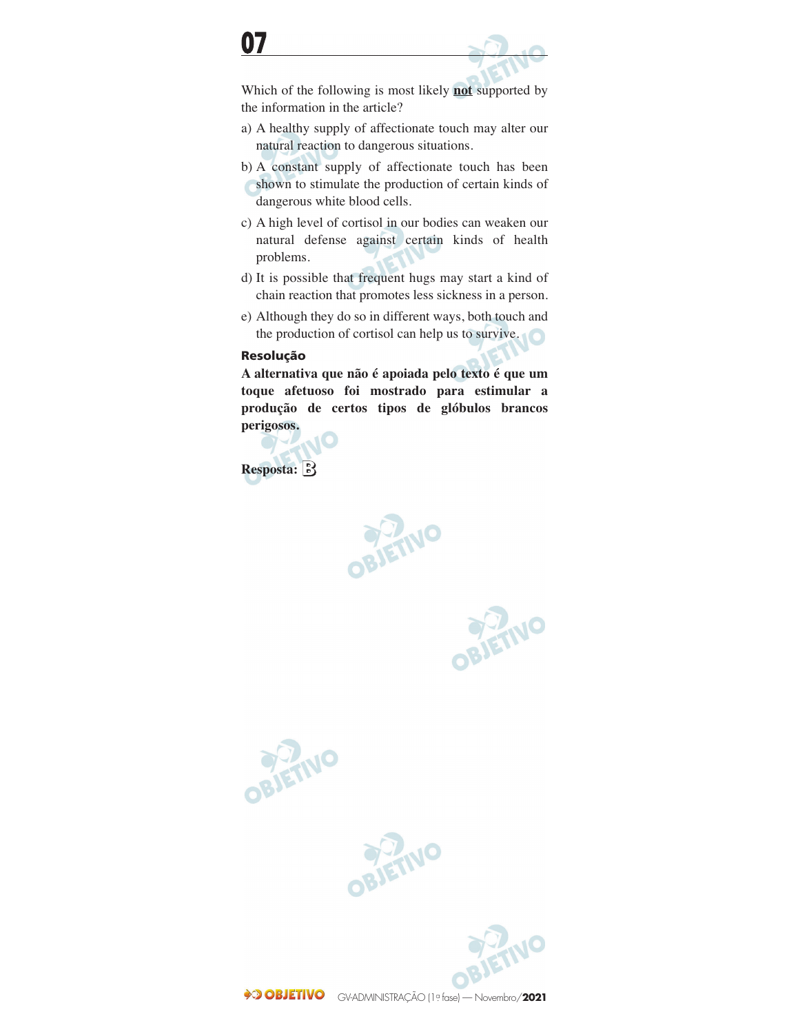## 07

Which of the following is most likely **not** supported by the information in the article?

a) A healthy supply of affectionate touch may alter our natural reaction to dangerous situations.

b) A constant supply of affectionate touch has been shown to stimulate the production of certain kinds of dangerous white blood cells.

c) A high level of cortisol in our bodies can weaken our natural defense against certain kinds of health problems.

d) It is possible that frequent hugs may start a kind of chain reaction that promotes less sickness in a person.

e) Although they do so in different ways, both touch and the production of cortisol can help us to survive.

**Resolução**

**A alternativa que não é apoiada pelo texto é que um toque afetuoso foi mostrado para estimular a produção de certos tipos de glóbulos brancos perigosos.**

**Resposta: B**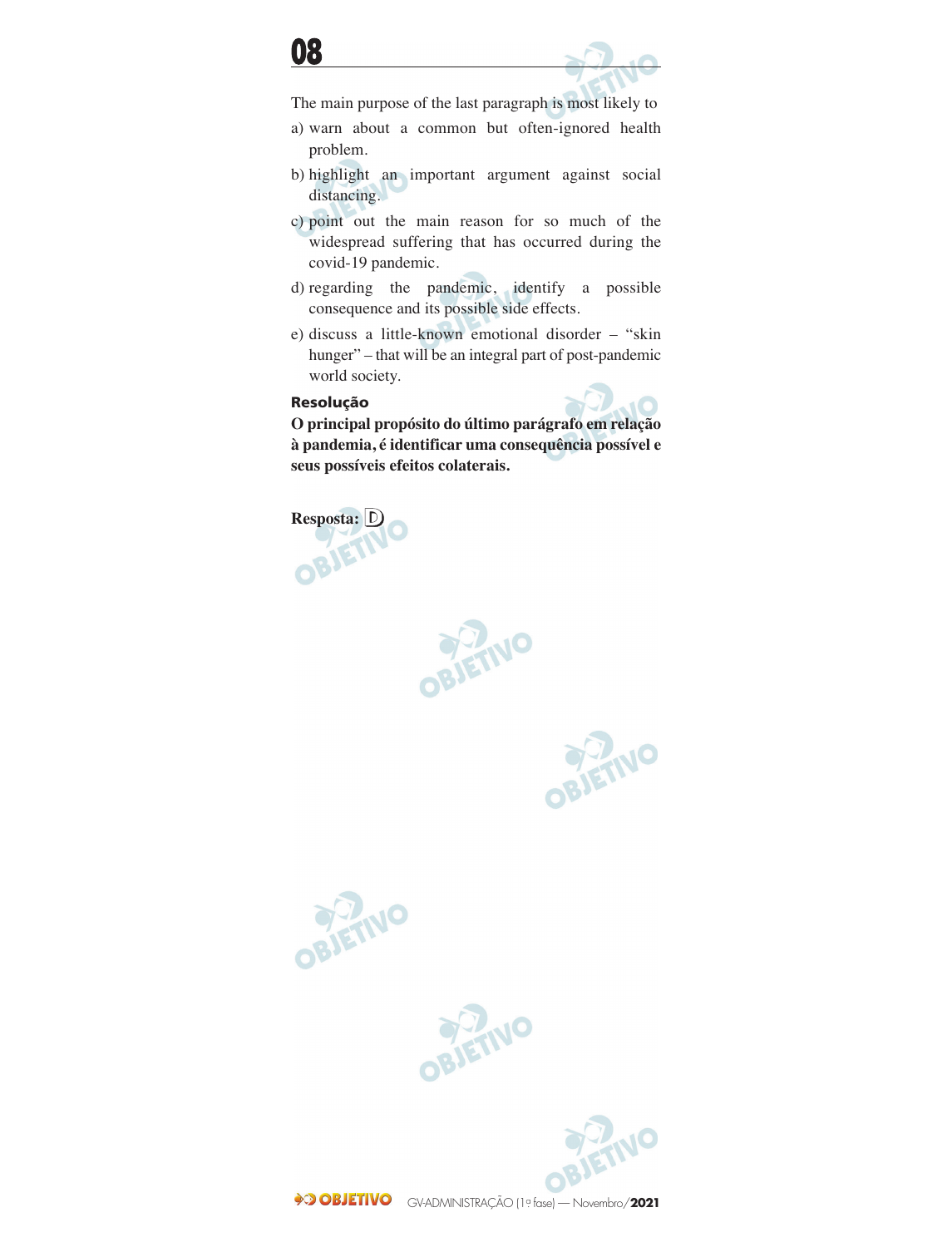# 08

The main purpose of the last paragraph is most likely to

a) warn about a common but often-ignored health problem.

b) highlight an important argument against social distancing.

c) point out the main reason for so much of the widespread suffering that has occurred during the covid-19 pandemic.

d) regarding the pandemic, identify a possible consequence and its possible side effects.

e) discuss a little-known emotional disorder – "skin hunger" – that will be an integral part of post-pandemic world society.

**Resolução**

**O principal propósito do último parágrafo em relação à pandemia, é identificar uma consequência possível e seus possíveis efeitos colaterais.**

**Resposta:** D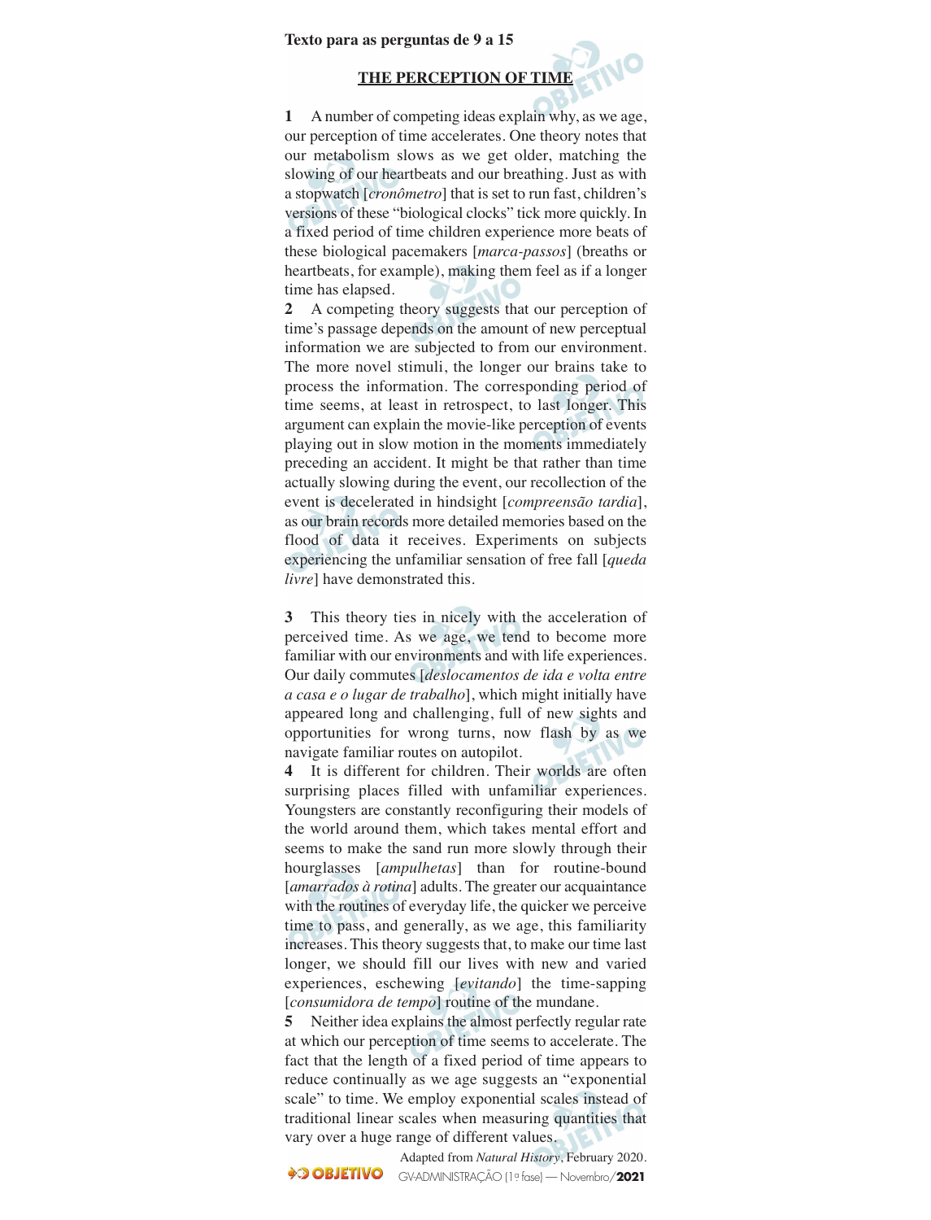**Texto para as perguntas de 9 a 15**

## THE PERCEPTION OF TIME

**1** A number of competing ideas explain why, as we age, our perception of time accelerates. One theory notes that our metabolism slows as we get older, matching the slowing of our heartbeats and our breathing. Just as with a stopwatch [*cronômetro*] that is set to run fast, children's versions of these "biological clocks" tick more quickly. In a fixed period of time children experience more beats of these biological pacemakers [*marca-passos*] (breaths or heartbeats, for example), making them feel as if a longer time has elapsed.

**2** A competing theory suggests that our perception of time's passage depends on the amount of new perceptual information we are subjected to from our environment. The more novel stimuli, the longer our brains take to process the information. The corresponding period of time seems, at least in retrospect, to last longer. This argument can explain the movie-like perception of events playing out in slow motion in the moments immediately preceding an accident. It might be that rather than time actually slowing during the event, our recollection of the event is decelerated in hindsight [*compreensão tardia*], as our brain records more detailed memories based on the flood of data it receives. Experiments on subjects experiencing the unfamiliar sensation of free fall [*queda livre*] have demonstrated this.

**3** This theory ties in nicely with the acceleration of perceived time. As we age, we tend to become more familiar with our environments and with life experiences. Our daily commutes [*deslocamentos de ida e volta entre a casa e o lugar de trabalho*], which might initially have appeared long and challenging, full of new sights and opportunities for wrong turns, now flash by as we navigate familiar routes on autopilot.

**4** It is different for children. Their worlds are often surprising places filled with unfamiliar experiences. Youngsters are constantly reconfiguring their models of the world around them, which takes mental effort and seems to make the sand run more slowly through their hourglasses [*ampulhetas*] than for routine-bound [*amarrados à rotina*] adults. The greater our acquaintance with the routines of everyday life, the quicker we perceive time to pass, and generally, as we age, this familiarity increases. This theory suggests that, to make our time last longer, we should fill our lives with new and varied experiences, eschewing [*evitando*] the time-sapping [*consumidora de tempo*] routine of the mundane.

**5** Neither idea explains the almost perfectly regular rate at which our perception of time seems to accelerate. The fact that the length of a fixed period of time appears to reduce continually as we age suggests an "exponential scale" to time. We employ exponential scales instead of traditional linear scales when measuring quantities that vary over a huge range of different values.

Adapted from *Natural History*, February 2020.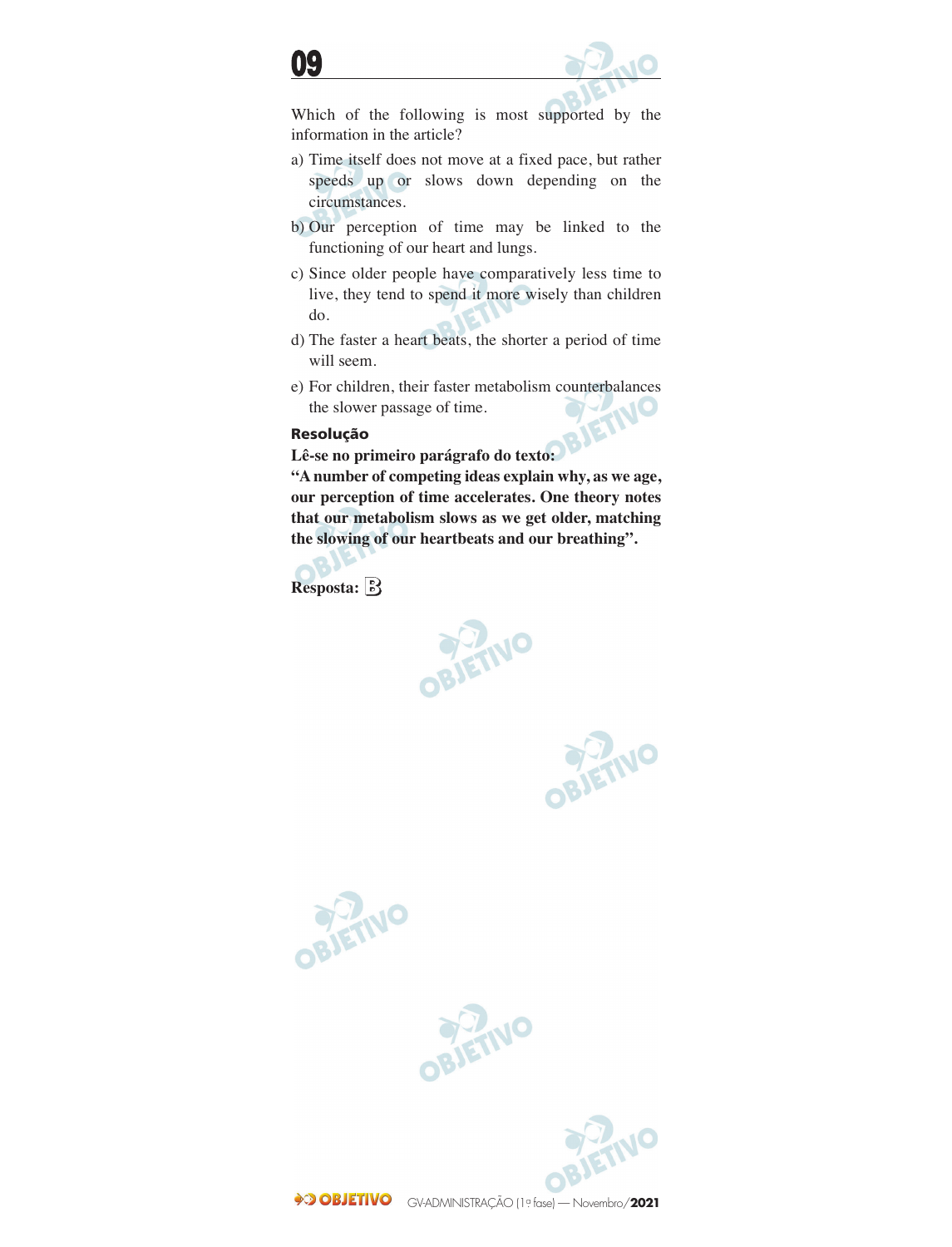## 09

Which of the following is most supported by the information in the article?

a) Time itself does not move at a fixed pace, but rather speeds up or slows down depending on the circumstances.

b) Our perception of time may be linked to the functioning of our heart and lungs.

c) Since older people have comparatively less time to live, they tend to spend it more wisely than children do.

d) The faster a heart beats, the shorter a period of time will seem.

e) For children, their faster metabolism counterbalances the slower passage of time.

**Resolução**

**Lê-se no primeiro parágrafo do texto:**

**"A number of competing ideas explain why, as we age, our perception of time accelerates. One theory notes that our metabolism slows as we get older, matching the slowing of our heartbeats and our breathing".**

**Resposta:** B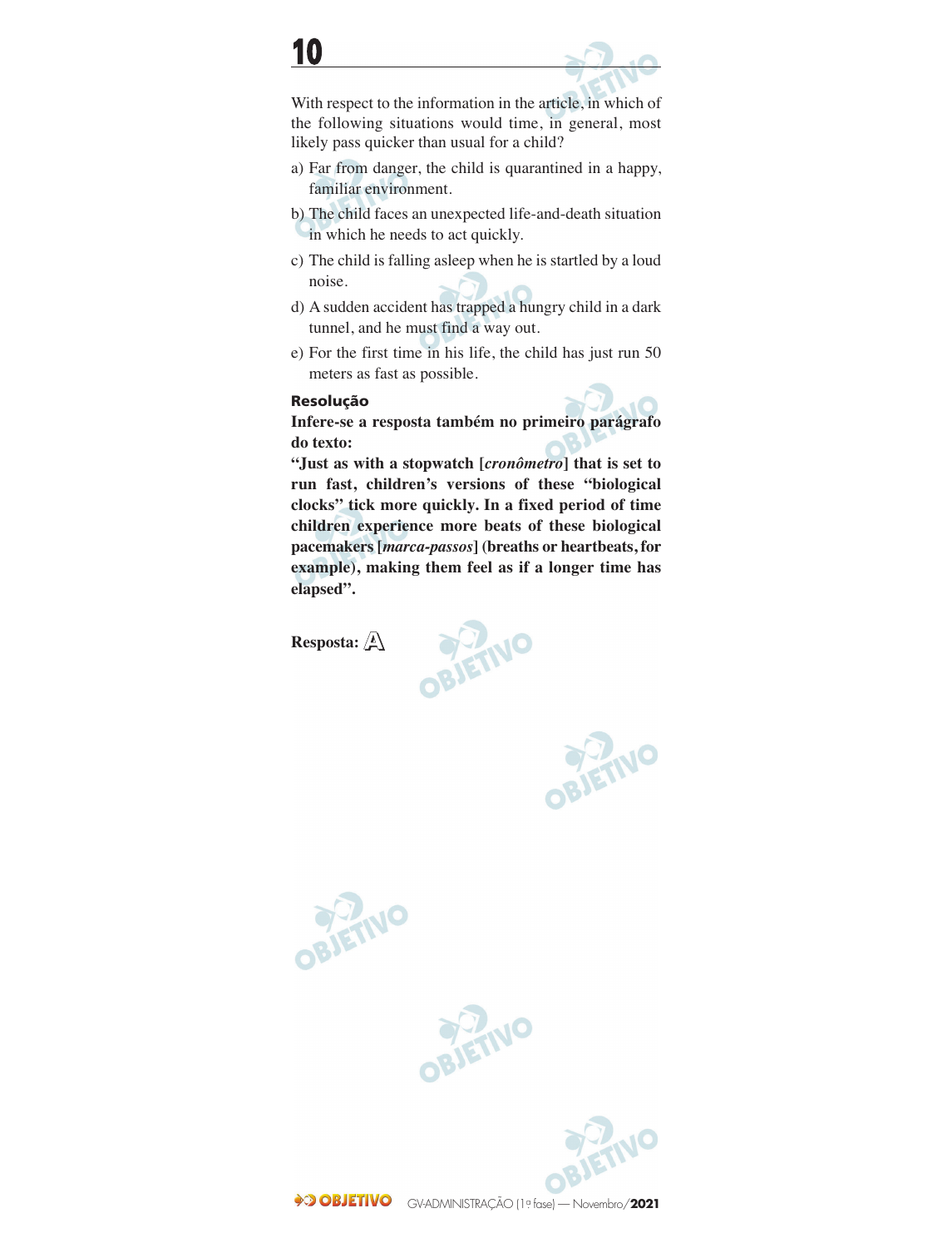# 10

With respect to the information in the article, in which of the following situations would time, in general, most likely pass quicker than usual for a child?

a) Far from danger, the child is quarantined in a happy, familiar environment.

b) The child faces an unexpected life-and-death situation in which he needs to act quickly.

c) The child is falling asleep when he is startled by a loud noise.

d) A sudden accident has trapped a hungry child in a dark tunnel, and he must find a way out.

e) For the first time in his life, the child has just run 50 meters as fast as possible.

**Resolução**

**Infere-se a resposta também no primeiro parágrafo do texto:**

**"Just as with a stopwatch [*cronômetro*] that is set to run fast, children's versions of these "biological clocks" tick more quickly. In a fixed period of time children experience more beats of these biological pacemakers [*marca-passos*] (breaths or heartbeats, for example), making them feel as if a longer time has elapsed".**

**Resposta:** A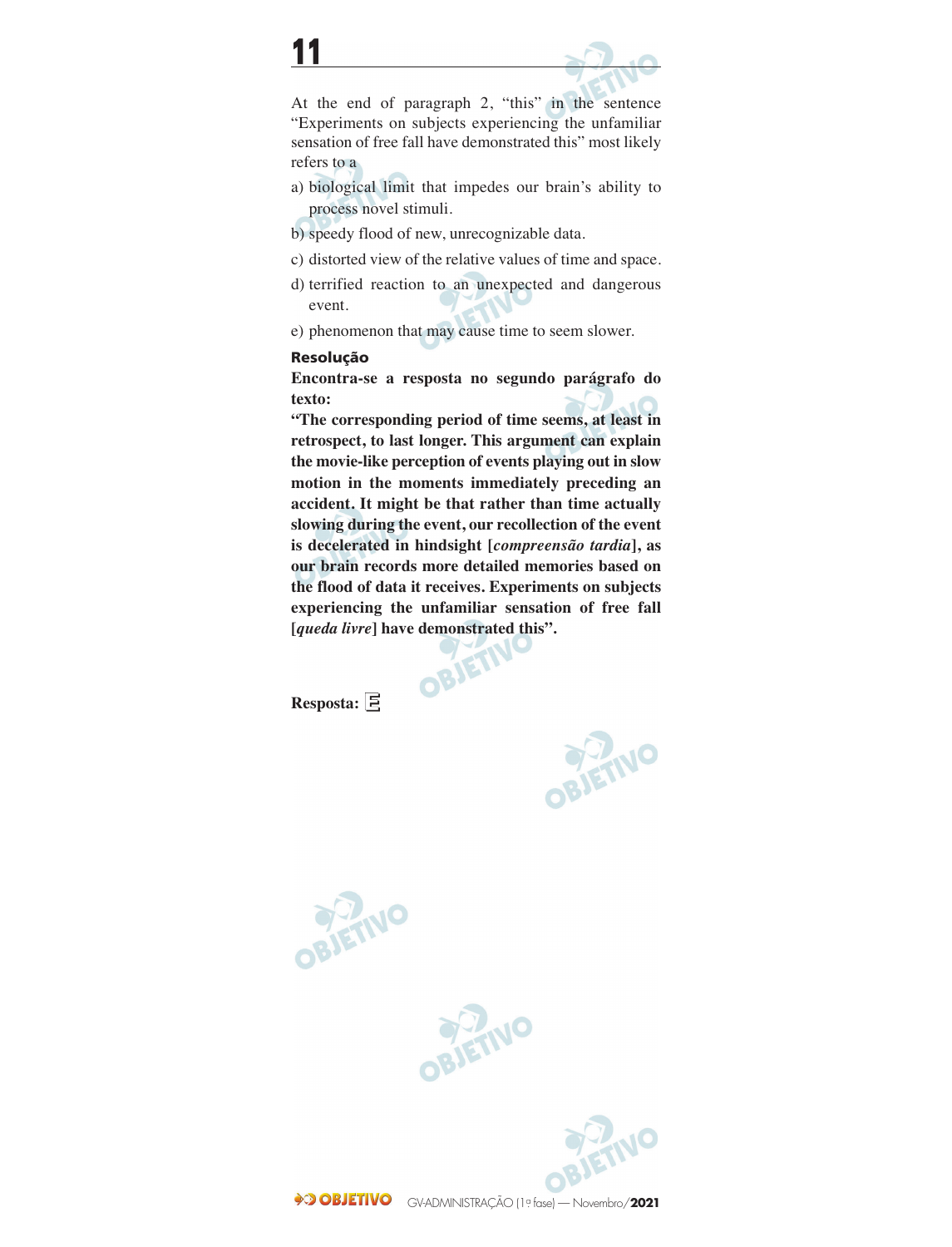## 11

At the end of paragraph 2, "this" in the sentence "Experiments on subjects experiencing the unfamiliar sensation of free fall have demonstrated this" most likely refers to a

a) biological limit that impedes our brain's ability to process novel stimuli.

b) speedy flood of new, unrecognizable data.

c) distorted view of the relative values of time and space.

d) terrified reaction to an unexpected and dangerous event.

e) phenomenon that may cause time to seem slower.

**Resolução**

**Encontra-se a resposta no segundo parágrafo do texto:**

**"The corresponding period of time seems, at least in retrospect, to last longer. This argument can explain the movie-like perception of events playing out in slow motion in the moments immediately preceding an accident. It might be that rather than time actually slowing during the event, our recollection of the event is decelerated in hindsight [*compreensão tardia*], as our brain records more detailed memories based on the flood of data it receives. Experiments on subjects experiencing the unfamiliar sensation of free fall [*queda livre*] have demonstrated this".**

**Resposta:** E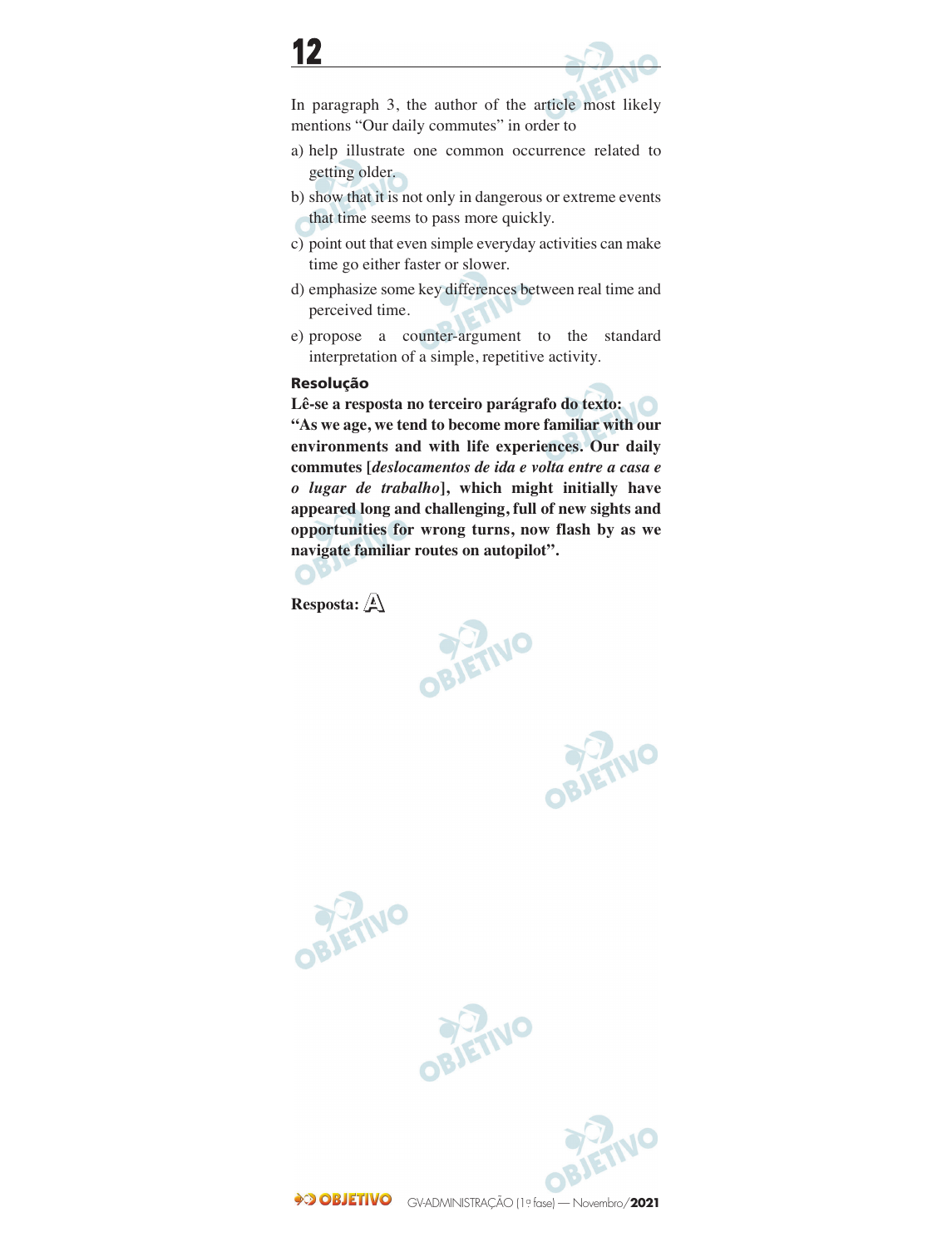## 12

In paragraph 3, the author of the article most likely mentions "Our daily commutes" in order to

a) help illustrate one common occurrence related to getting older.

b) show that it is not only in dangerous or extreme events that time seems to pass more quickly.

c) point out that even simple everyday activities can make time go either faster or slower.

d) emphasize some key differences between real time and perceived time.

e) propose a counter-argument to the standard interpretation of a simple, repetitive activity.

**Resolução**

**Lê-se a resposta no terceiro parágrafo do texto:**
**"As we age, we tend to become more familiar with our environments and with life experiences. Our daily commutes [*deslocamentos de ida e volta entre a casa e o lugar de trabalho*], which might initially have appeared long and challenging, full of new sights and opportunities for wrong turns, now flash by as we navigate familiar routes on autopilot".**

**Resposta:** A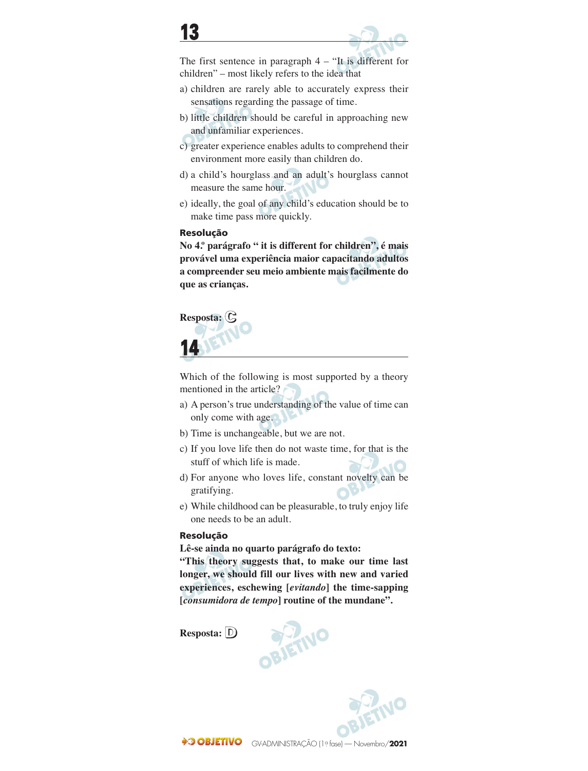# 13

The first sentence in paragraph 4 – "It is different for children" – most likely refers to the idea that

a) children are rarely able to accurately express their sensations regarding the passage of time.

b) little children should be careful in approaching new and unfamiliar experiences.

c) greater experience enables adults to comprehend their environment more easily than children do.

d) a child's hourglass and an adult's hourglass cannot measure the same hour.

e) ideally, the goal of any child's education should be to make time pass more quickly.

**Resolução**

**No 4.º parágrafo " it is different for children", é mais provável uma experiência maior capacitando adultos a compreender seu meio ambiente mais facilmente do que as crianças.**

**Resposta:** Ⓒ

# 14

Which of the following is most supported by a theory mentioned in the article?

a) A person's true understanding of the value of time can only come with age.

b) Time is unchangeable, but we are not.

c) If you love life then do not waste time, for that is the stuff of which life is made.

d) For anyone who loves life, constant novelty can be gratifying.

e) While childhood can be pleasurable, to truly enjoy life one needs to be an adult.

**Resolução**

**Lê-se ainda no quarto parágrafo do texto:**

**"This theory suggests that, to make our time last longer, we should fill our lives with new and varied experiences, eschewing [*evitando*] the time-sapping [*consumidora de tempo*] routine of the mundane".**

**Resposta:** Ⓓ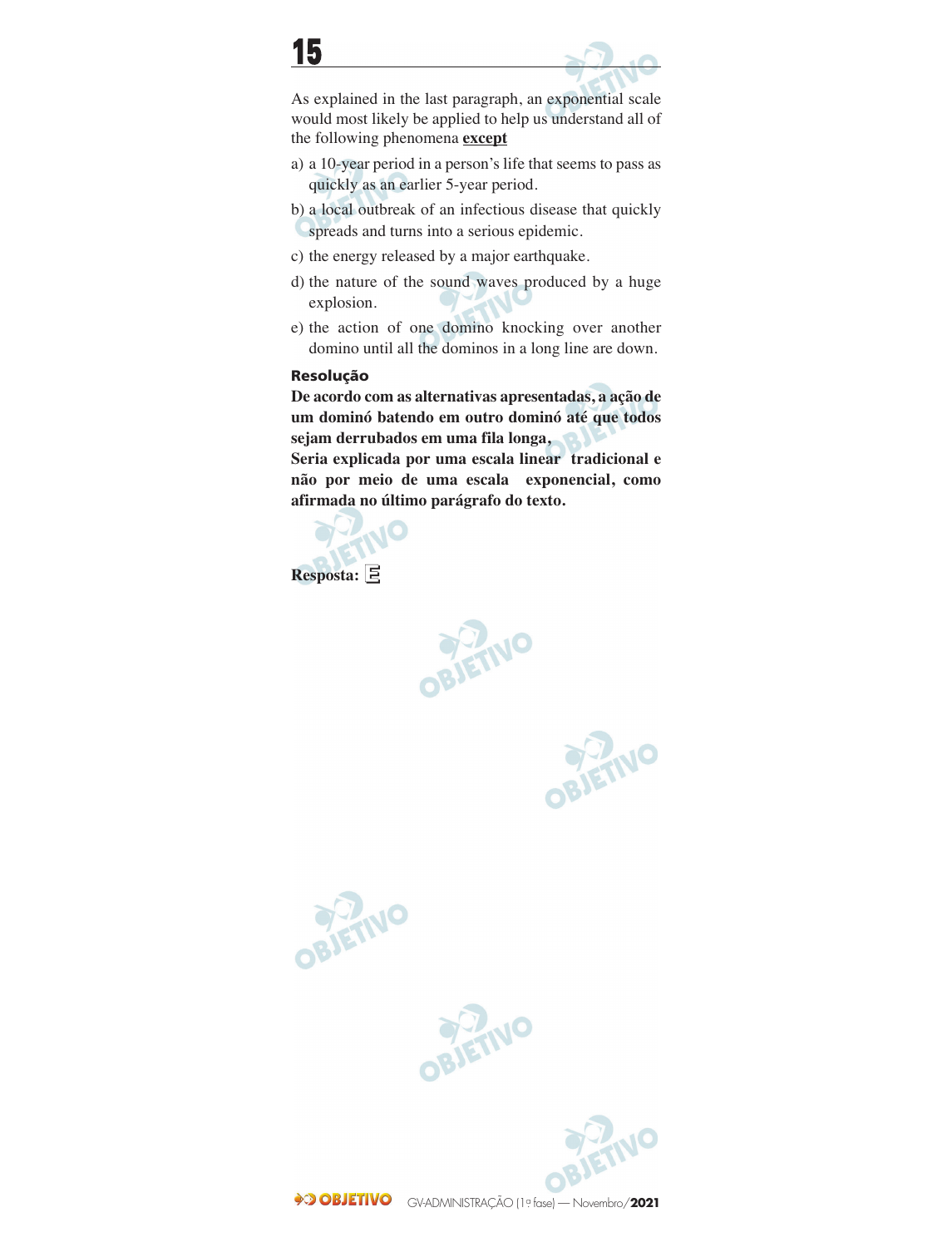# 15

As explained in the last paragraph, an exponential scale would most likely be applied to help us understand all of the following phenomena **<u>except</u>**

a) a 10-year period in a person's life that seems to pass as quickly as an earlier 5-year period.

b) a local outbreak of an infectious disease that quickly spreads and turns into a serious epidemic.

c) the energy released by a major earthquake.

d) the nature of the sound waves produced by a huge explosion.

e) the action of one domino knocking over another domino until all the dominos in a long line are down.

### Resolução

**De acordo com as alternativas apresentadas, a ação de um dominó batendo em outro dominó até que todos sejam derrubados em uma fila longa,**
**Seria explicada por uma escala linear tradicional e não por meio de uma escala exponencial, como afirmada no último parágrafo do texto.**

**Resposta: E**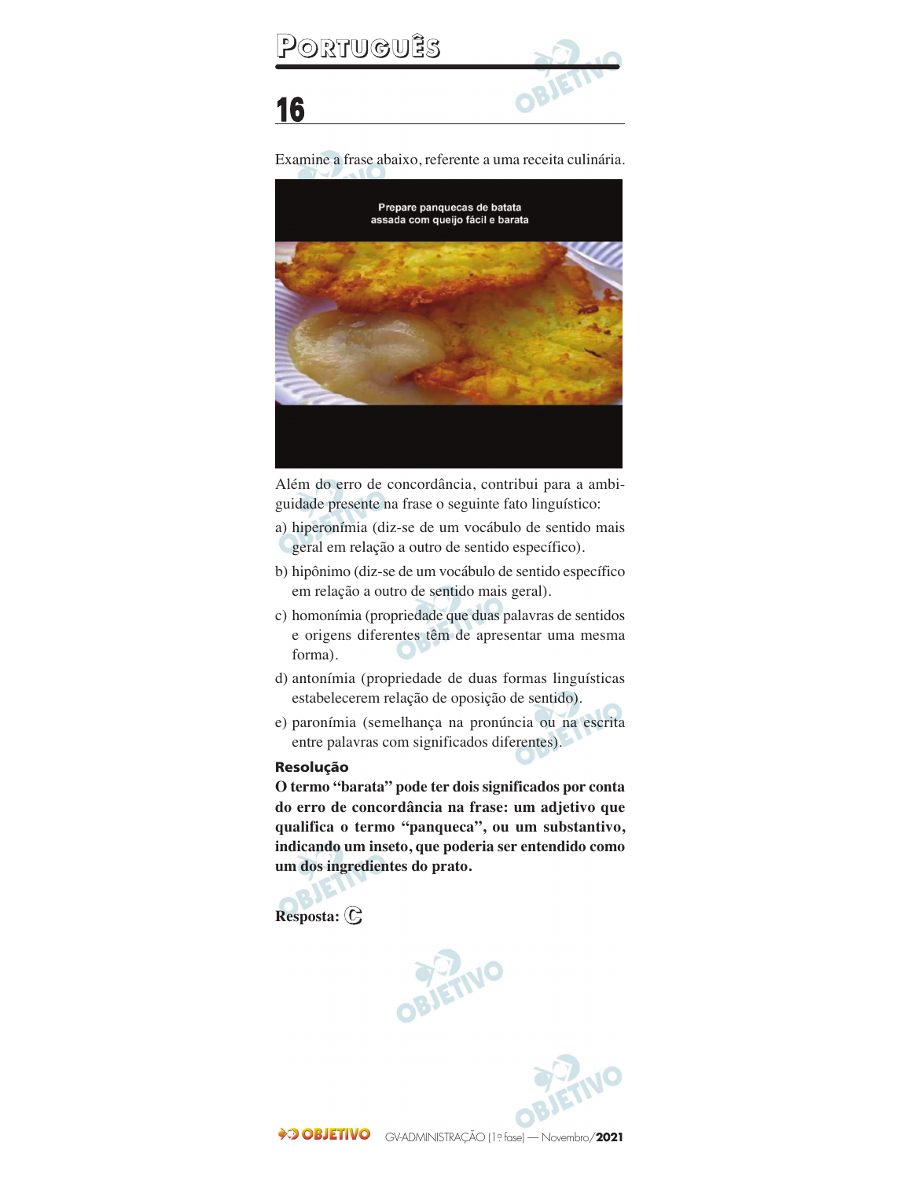# Português

## 16

Examine a frase abaixo, referente a uma receita culinária.

Prepare panquecas de batata assada com queijo fácil e barata

Além do erro de concordância, contribui para a ambiguidade presente na frase o seguinte fato linguístico:

a) hiperonímia (diz-se de um vocábulo de sentido mais geral em relação a outro de sentido específico).

b) hipônimo (diz-se de um vocábulo de sentido específico em relação a outro de sentido mais geral).

c) homonímia (propriedade que duas palavras de sentidos e origens diferentes têm de apresentar uma mesma forma).

d) antonímia (propriedade de duas formas linguísticas estabelecerem relação de oposição de sentido).

e) paronímia (semelhança na pronúncia ou na escrita entre palavras com significados diferentes).

**Resolução**

**O termo "barata" pode ter dois significados por conta do erro de concordância na frase: um adjetivo que qualifica o termo "panqueca", ou um substantivo, indicando um inseto, que poderia ser entendido como um dos ingredientes do prato.**

**Resposta: C**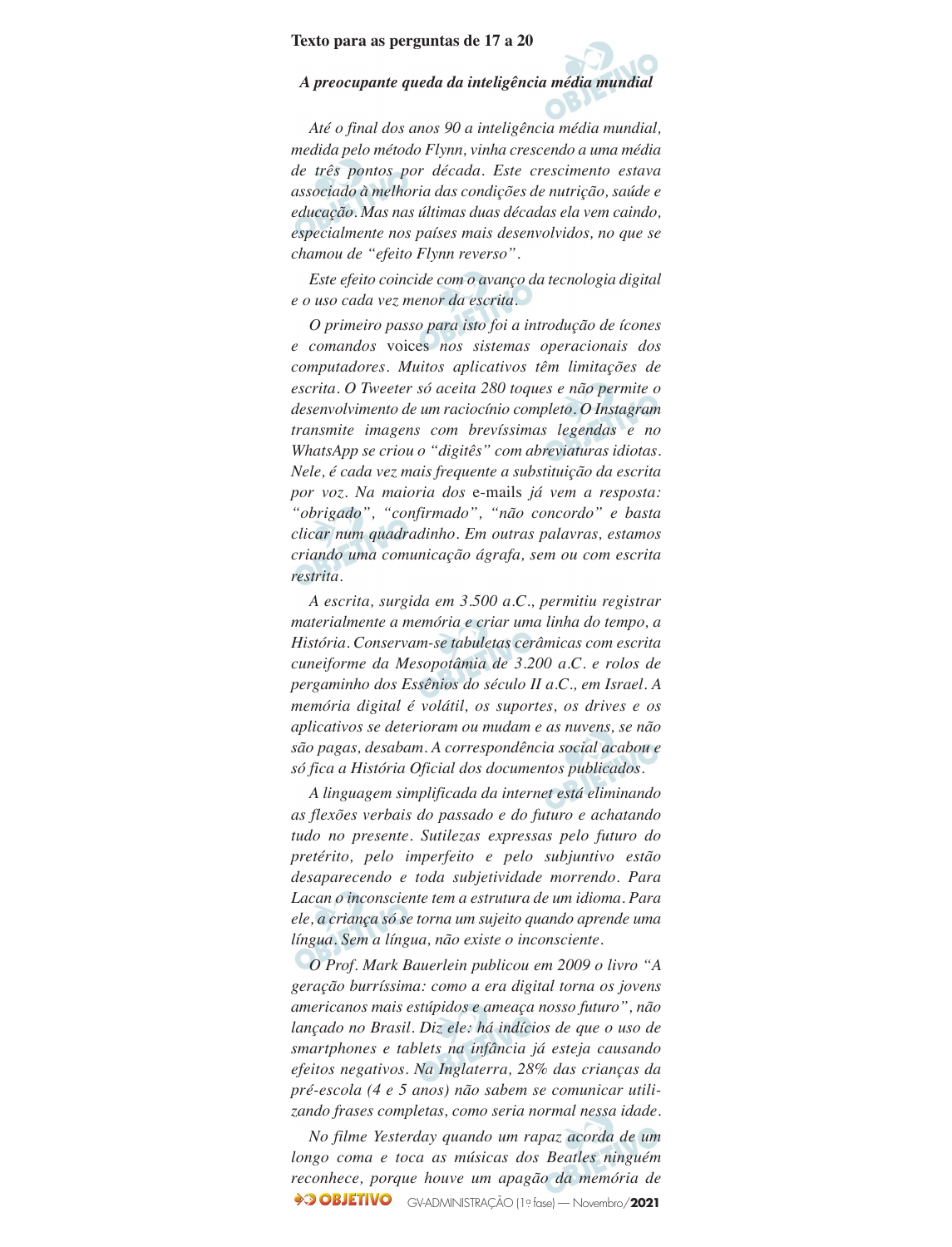**Texto para as perguntas de 17 a 20**

***A preocupante queda da inteligência média mundial***

*Até o final dos anos 90 a inteligência média mundial, medida pelo método Flynn, vinha crescendo a uma média de três pontos por década. Este crescimento estava associado à melhoria das condições de nutrição, saúde e educação. Mas nas últimas duas décadas ela vem caindo, especialmente nos países mais desenvolvidos, no que se chamou de "efeito Flynn reverso".*

*Este efeito coincide com o avanço da tecnologia digital e o uso cada vez menor da escrita.*

*O primeiro passo para isto foi a introdução de ícones e comandos* voices *nos sistemas operacionais dos computadores. Muitos aplicativos têm limitações de escrita. O Tweeter só aceita 280 toques e não permite o desenvolvimento de um raciocínio completo. O Instagram transmite imagens com brevíssimas legendas e no WhatsApp se criou o "digitês" com abreviaturas idiotas. Nele, é cada vez mais frequente a substituição da escrita por voz. Na maioria dos* e-mails *já vem a resposta: "obrigado", "confirmado", "não concordo" e basta clicar num quadradinho. Em outras palavras, estamos criando uma comunicação ágrafa, sem ou com escrita restrita.*

*A escrita, surgida em 3.500 a.C., permitiu registrar materialmente a memória e criar uma linha do tempo, a História. Conservam-se tabuletas cerâmicas com escrita cuneiforme da Mesopotâmia de 3.200 a.C. e rolos de pergaminho dos Essênios do século II a.C., em Israel. A memória digital é volátil, os suportes, os drives e os aplicativos se deterioram ou mudam e as nuvens, se não são pagas, desabam. A correspondência social acabou e só fica a História Oficial dos documentos publicados.*

*A linguagem simplificada da internet está eliminando as flexões verbais do passado e do futuro e achatando tudo no presente. Sutilezas expressas pelo futuro do pretérito, pelo imperfeito e pelo subjuntivo estão desaparecendo e toda subjetividade morrendo. Para Lacan o inconsciente tem a estrutura de um idioma. Para ele, a criança só se torna um sujeito quando aprende uma língua. Sem a língua, não existe o inconsciente.*

*O Prof. Mark Bauerlein publicou em 2009 o livro "A geração burríssima: como a era digital torna os jovens americanos mais estúpidos e ameaça nosso futuro", não lançado no Brasil. Diz ele: há indícios de que o uso de smartphones e tablets na infância já esteja causando efeitos negativos. Na Inglaterra, 28% das crianças da pré-escola (4 e 5 anos) não sabem se comunicar utilizando frases completas, como seria normal nessa idade.*

*No filme Yesterday quando um rapaz acorda de um longo coma e toca as músicas dos Beatles ninguém reconhece, porque houve um apagão da memória de*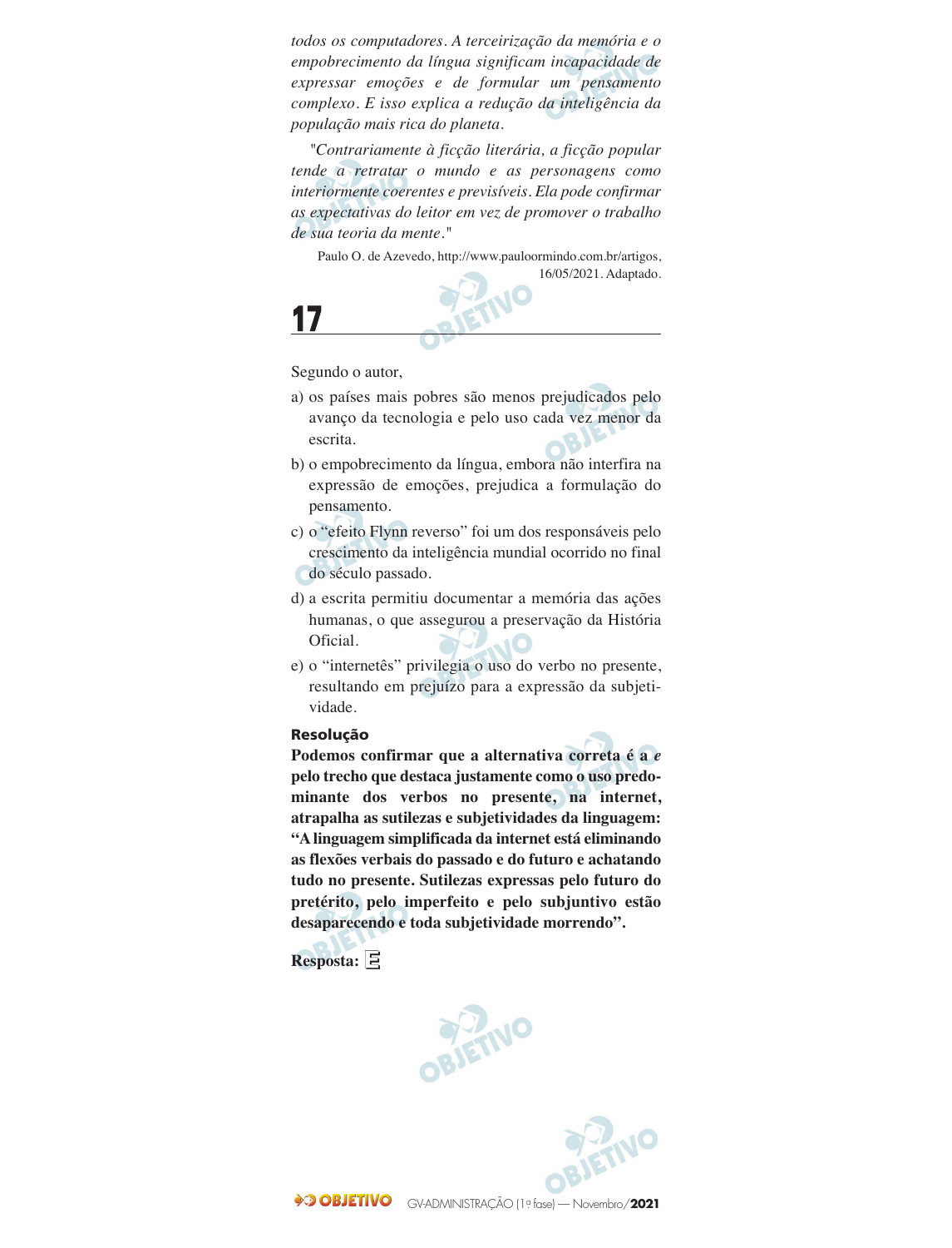*todos os computadores. A terceirização da memória e o empobrecimento da língua significam incapacidade de expressar emoções e de formular um pensamento complexo. E isso explica a redução da inteligência da população mais rica do planeta.*

*"Contrariamente à ficção literária, a ficção popular tende a retratar o mundo e as personagens como interiormente coerentes e previsíveis. Ela pode confirmar as expectativas do leitor em vez de promover o trabalho de sua teoria da mente."*

Paulo O. de Azevedo, http://www.pauloormindo.com.br/artigos, 16/05/2021. Adaptado.

## 17

Segundo o autor,

a) os países mais pobres são menos prejudicados pelo avanço da tecnologia e pelo uso cada vez menor da escrita.

b) o empobrecimento da língua, embora não interfira na expressão de emoções, prejudica a formulação do pensamento.

c) o "efeito Flynn reverso" foi um dos responsáveis pelo crescimento da inteligência mundial ocorrido no final do século passado.

d) a escrita permitiu documentar a memória das ações humanas, o que assegurou a preservação da História Oficial.

e) o "internetês" privilegia o uso do verbo no presente, resultando em prejuízo para a expressão da subjetividade.

**Resolução**

**Podemos confirmar que a alternativa correta é a *e* pelo trecho que destaca justamente como o uso predominante dos verbos no presente, na internet, atrapalha as sutilezas e subjetividades da linguagem: "A linguagem simplificada da internet está eliminando as flexões verbais do passado e do futuro e achatando tudo no presente. Sutilezas expressas pelo futuro do pretérito, pelo imperfeito e pelo subjuntivo estão desaparecendo e toda subjetividade morrendo".**

**Resposta: E**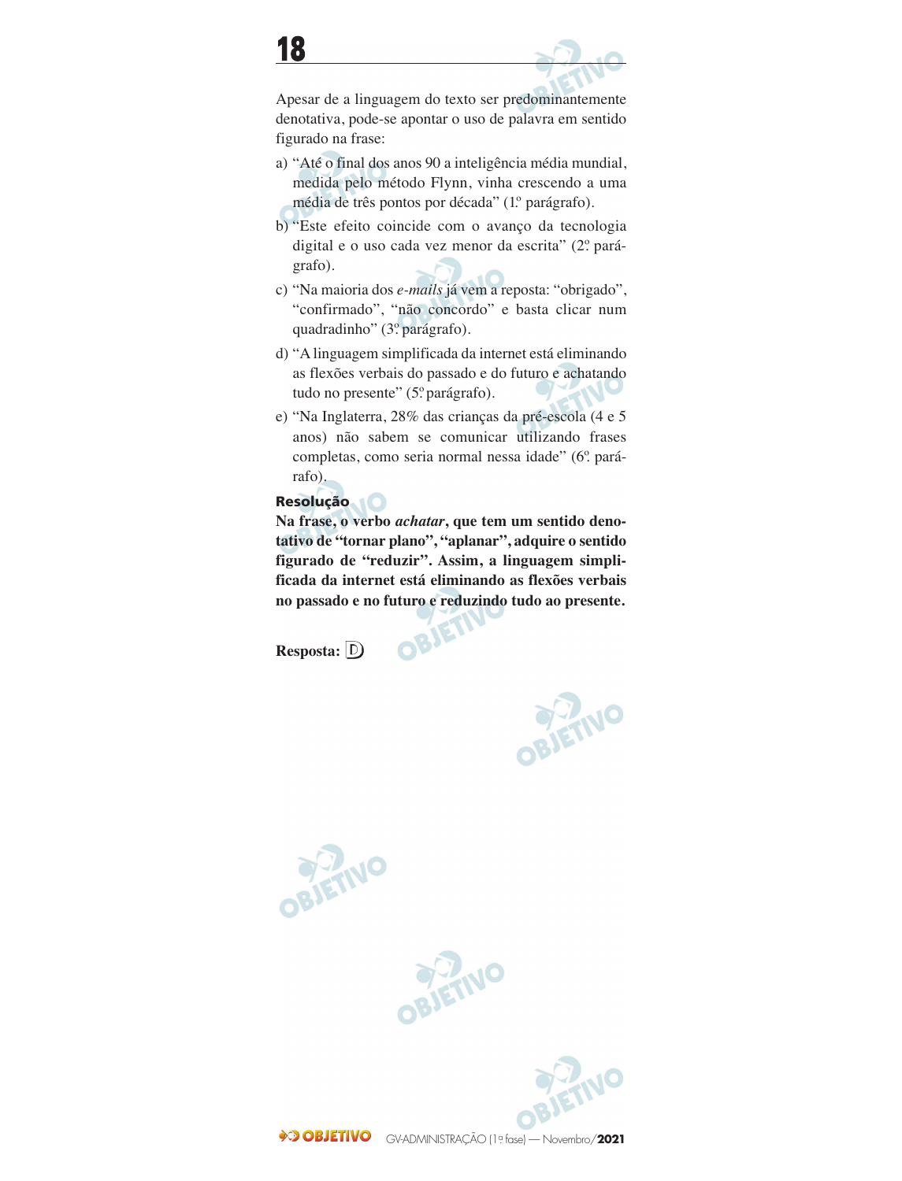# 18

Apesar de a linguagem do texto ser predominantemente denotativa, pode-se apontar o uso de palavra em sentido figurado na frase:

a) "Até o final dos anos 90 a inteligência média mundial, medida pelo método Flynn, vinha crescendo a uma média de três pontos por década" (1.º parágrafo).

b) "Este efeito coincide com o avanço da tecnologia digital e o uso cada vez menor da escrita" (2.º parágrafo).

c) "Na maioria dos *e-mails* já vem a reposta: "obrigado", "confirmado", "não concordo" e basta clicar num quadradinho" (3.º parágrafo).

d) "A linguagem simplificada da internet está eliminando as flexões verbais do passado e do futuro e achatando tudo no presente" (5.º parágrafo).

e) "Na Inglaterra, 28% das crianças da pré-escola (4 e 5 anos) não sabem se comunicar utilizando frases completas, como seria normal nessa idade" (6.º parágrafo).

**Resolução**

**Na frase, o verbo *achatar*, que tem um sentido denotativo de "tornar plano", "aplanar", adquire o sentido figurado de "reduzir". Assim, a linguagem simplificada da internet está eliminando as flexões verbais no passado e no futuro e reduzindo tudo ao presente.**

**Resposta:** D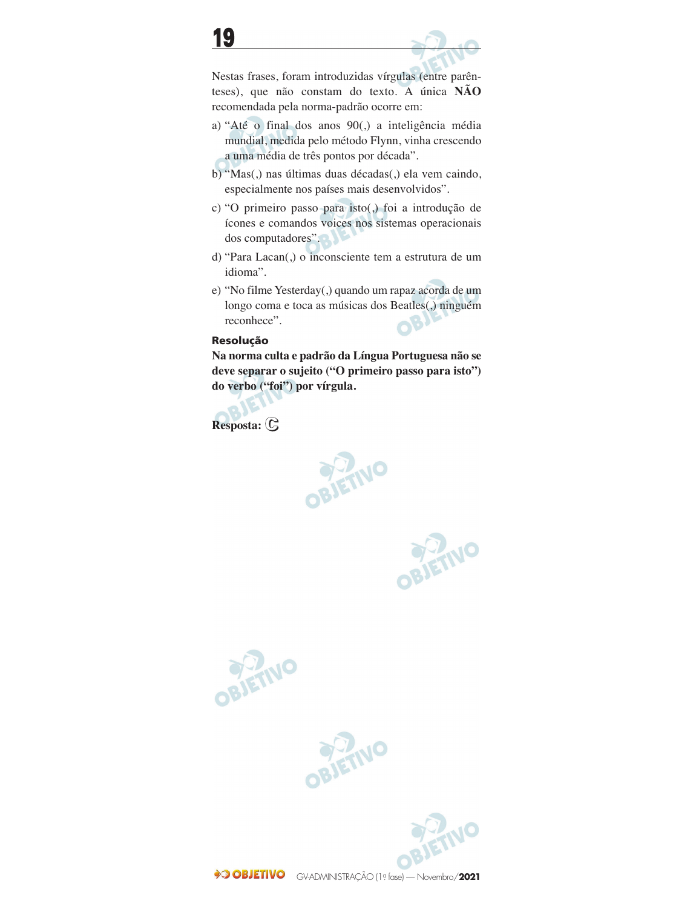## 19

Nestas frases, foram introduzidas vírgulas (entre parênteses), que não constam do texto. A única **NÃO** recomendada pela norma-padrão ocorre em:

a) "Até o final dos anos 90(,) a inteligência média mundial, medida pelo método Flynn, vinha crescendo a uma média de três pontos por década".

b) "Mas(,) nas últimas duas décadas(,) ela vem caindo, especialmente nos países mais desenvolvidos".

c) "O primeiro passo para isto(,) foi a introdução de ícones e comandos voices nos sistemas operacionais dos computadores".

d) "Para Lacan(,) o inconsciente tem a estrutura de um idioma".

e) "No filme Yesterday(,) quando um rapaz acorda de um longo coma e toca as músicas dos Beatles(,) ninguém reconhece".

### Resolução

**Na norma culta e padrão da Língua Portuguesa não se deve separar o sujeito ("O primeiro passo para isto") do verbo ("foi") por vírgula.**

**Resposta: C**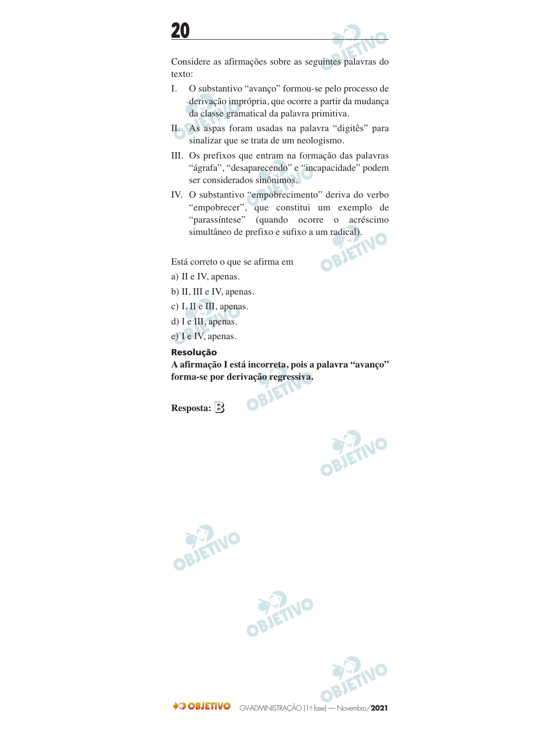## 20

Considere as afirmações sobre as seguintes palavras do texto:

I. O substantivo “avanço” formou-se pelo processo de derivação imprópria, que ocorre a partir da mudança da classe gramatical da palavra primitiva.

II. As aspas foram usadas na palavra “digitês” para sinalizar que se trata de um neologismo.

III. Os prefixos que entram na formação das palavras “ágrafa”, “desaparecendo” e “incapacidade” podem ser considerados sinônimos.

IV. O substantivo “empobrecimento” deriva do verbo “empobrecer”, que constitui um exemplo de “parassíntese” (quando ocorre o acréscimo simultâneo de prefixo e sufixo a um radical).

Está correto o que se afirma em

a) II e IV, apenas.

b) II, III e IV, apenas.

c) I, II e III, apenas.

d) I e III, apenas.

e) I e IV, apenas.

**Resolução**

**A afirmação I está incorreta, pois a palavra “avanço” forma-se por derivação regressiva.**

**Resposta:** B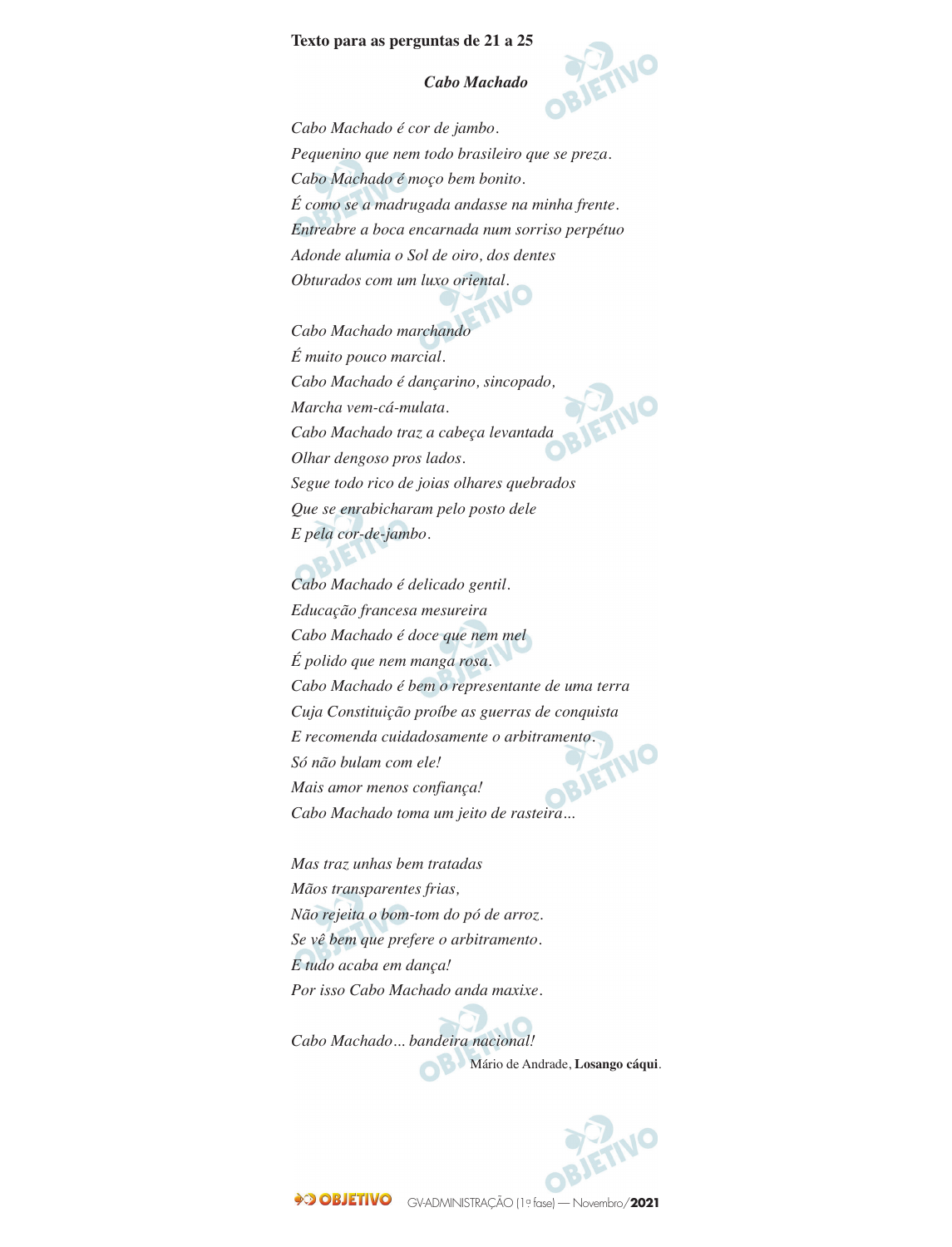**Texto para as perguntas de 21 a 25**

***Cabo Machado***

*Cabo Machado é cor de jambo.*
*Pequenino que nem todo brasileiro que se preza.*
*Cabo Machado é moço bem bonito.*
*É como se a madrugada andasse na minha frente.*
*Entreabre a boca encarnada num sorriso perpétuo*
*Adonde alumia o Sol de oiro, dos dentes*
*Obturados com um luxo oriental.*

*Cabo Machado marchando*
*É muito pouco marcial.*
*Cabo Machado é dançarino, sincopado,*
*Marcha vem-cá-mulata.*
*Cabo Machado traz a cabeça levantada*
*Olhar dengoso pros lados.*
*Segue todo rico de joias olhares quebrados*
*Que se enrabicharam pelo posto dele*
*E pela cor-de-jambo.*

*Cabo Machado é delicado gentil.*
*Educação francesa mesureira*
*Cabo Machado é doce que nem mel*
*É polido que nem manga rosa.*
*Cabo Machado é bem o representante de uma terra*
*Cuja Constituição proíbe as guerras de conquista*
*E recomenda cuidadosamente o arbitramento.*
*Só não bulam com ele!*
*Mais amor menos confiança!*
*Cabo Machado toma um jeito de rasteira...*

*Mas traz unhas bem tratadas*
*Mãos transparentes frias,*
*Não rejeita o bom-tom do pó de arroz.*
*Se vê bem que prefere o arbitramento.*
*E tudo acaba em dança!*
*Por isso Cabo Machado anda maxixe.*

*Cabo Machado... bandeira nacional!*

Mário de Andrade, **Losango cáqui**.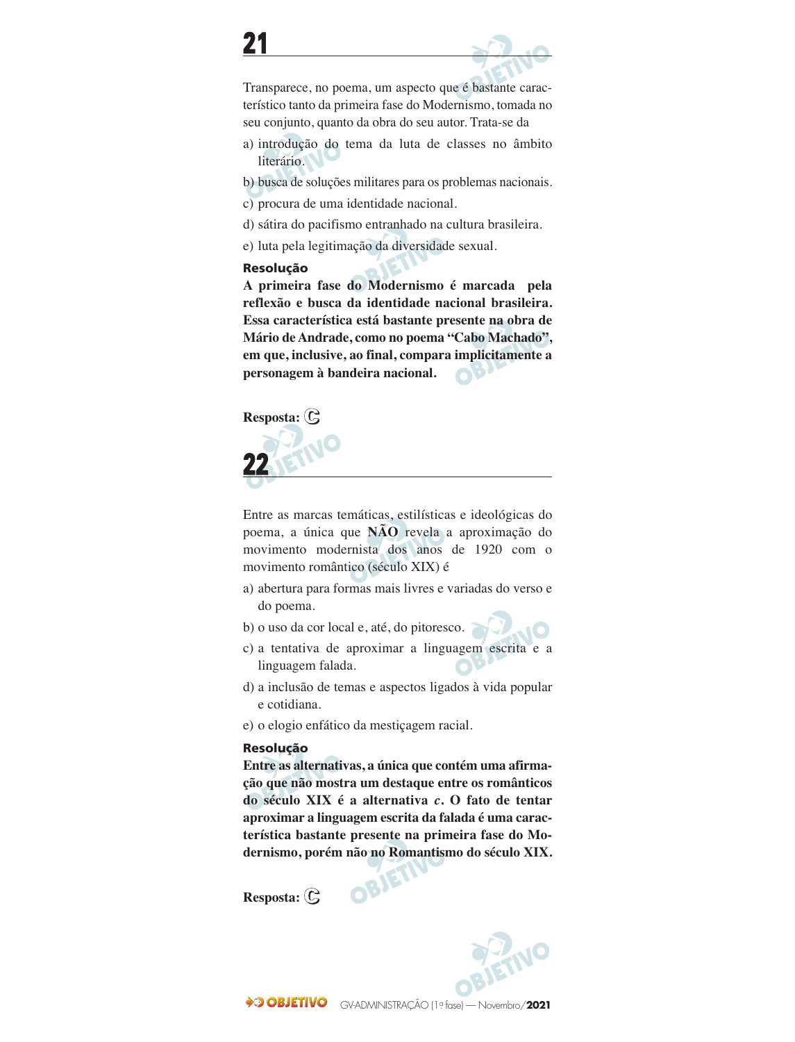## 21

Transparece, no poema, um aspecto que é bastante característico tanto da primeira fase do Modernismo, tomada no seu conjunto, quanto da obra do seu autor. Trata-se da

a) introdução do tema da luta de classes no âmbito literário.

b) busca de soluções militares para os problemas nacionais.

c) procura de uma identidade nacional.

d) sátira do pacifismo entranhado na cultura brasileira.

e) luta pela legitimação da diversidade sexual.

**Resolução**

**A primeira fase do Modernismo é marcada pela reflexão e busca da identidade nacional brasileira. Essa característica está bastante presente na obra de Mário de Andrade, como no poema "Cabo Machado", em que, inclusive, ao final, compara implicitamente a personagem à bandeira nacional.**

**Resposta:** C

## 22

Entre as marcas temáticas, estilísticas e ideológicas do poema, a única que **NÃO** revela a aproximação do movimento modernista dos anos de 1920 com o movimento romântico (século XIX) é

a) abertura para formas mais livres e variadas do verso e do poema.

b) o uso da cor local e, até, do pitoresco.

c) a tentativa de aproximar a linguagem escrita e a linguagem falada.

d) a inclusão de temas e aspectos ligados à vida popular e cotidiana.

e) o elogio enfático da mestiçagem racial.

**Resolução**

**Entre as alternativas, a única que contém uma afirmação que não mostra um destaque entre os românticos do século XIX é a alternativa *c*. O fato de tentar aproximar a linguagem escrita da falada é uma característica bastante presente na primeira fase do Modernismo, porém não no Romantismo do século XIX.**

**Resposta:** C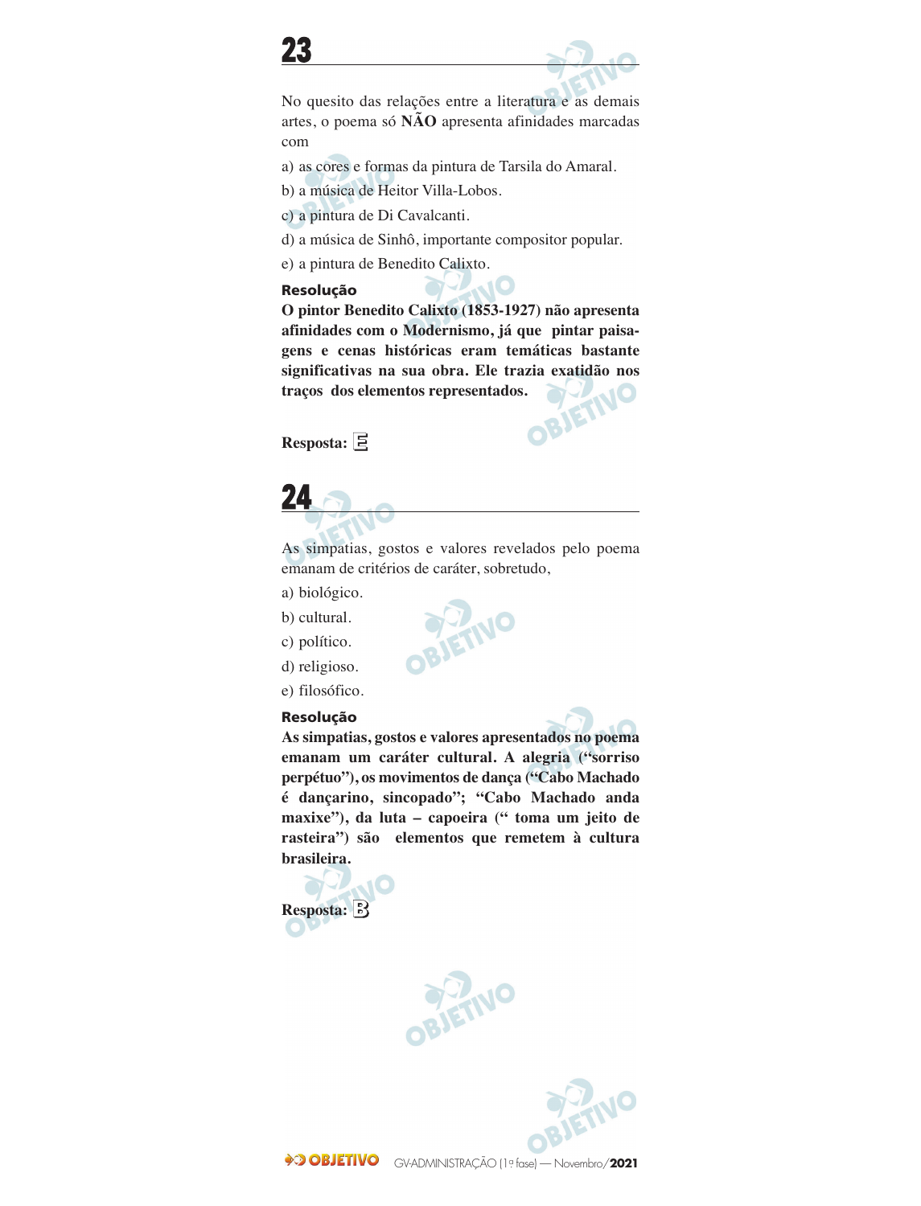## 23

No quesito das relações entre a literatura e as demais artes, o poema só **NÃO** apresenta afinidades marcadas com

a) as cores e formas da pintura de Tarsila do Amaral.

b) a música de Heitor Villa-Lobos.

c) a pintura de Di Cavalcanti.

d) a música de Sinhô, importante compositor popular.

e) a pintura de Benedito Calixto.

**Resolução**

**O pintor Benedito Calixto (1853-1927) não apresenta afinidades com o Modernismo, já que pintar paisagens e cenas históricas eram temáticas bastante significativas na sua obra. Ele trazia exatidão nos traços dos elementos representados.**

**Resposta: E**

## 24

As simpatias, gostos e valores revelados pelo poema emanam de critérios de caráter, sobretudo,

a) biológico.

b) cultural.

c) político.

d) religioso.

e) filosófico.

**Resolução**

**As simpatias, gostos e valores apresentados no poema emanam um caráter cultural. A alegria ("sorriso perpétuo"), os movimentos de dança ("Cabo Machado é dançarino, sincopado"; "Cabo Machado anda maxixe"), da luta – capoeira (" toma um jeito de rasteira") são elementos que remetem à cultura brasileira.**

**Resposta: B**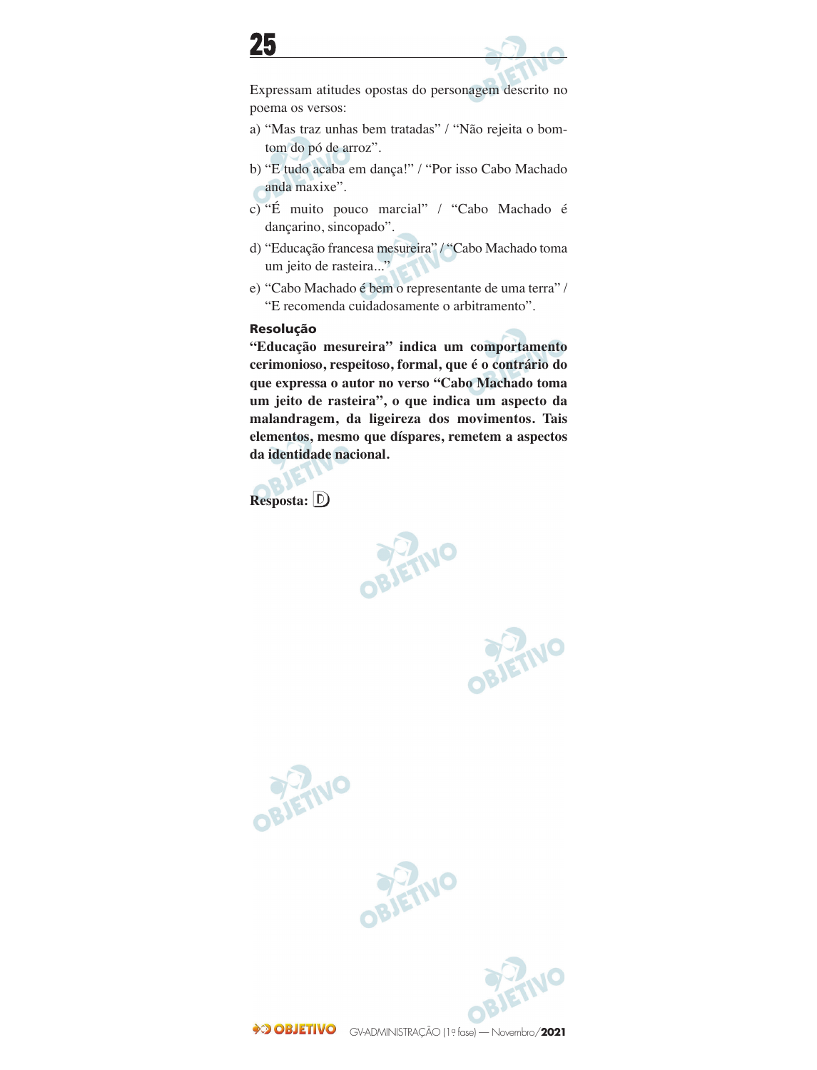## 25

Expressam atitudes opostas do personagem descrito no poema os versos:

a) “Mas traz unhas bem tratadas” / “Não rejeita o bom-tom do pó de arroz”.

b) “E tudo acaba em dança!” / “Por isso Cabo Machado anda maxixe”.

c) “É muito pouco marcial” / “Cabo Machado é dançarino, sincopado”.

d) “Educação francesa mesureira” / “Cabo Machado toma um jeito de rasteira...”

e) “Cabo Machado é bem o representante de uma terra” / “E recomenda cuidadosamente o arbitramento”.

**Resolução**

**“Educação mesureira” indica um comportamento cerimonioso, respeitoso, formal, que é o contrário do que expressa o autor no verso “Cabo Machado toma um jeito de rasteira”, o que indica um aspecto da malandragem, da ligeireza dos movimentos. Tais elementos, mesmo que díspares, remetem a aspectos da identidade nacional.**

**Resposta:** D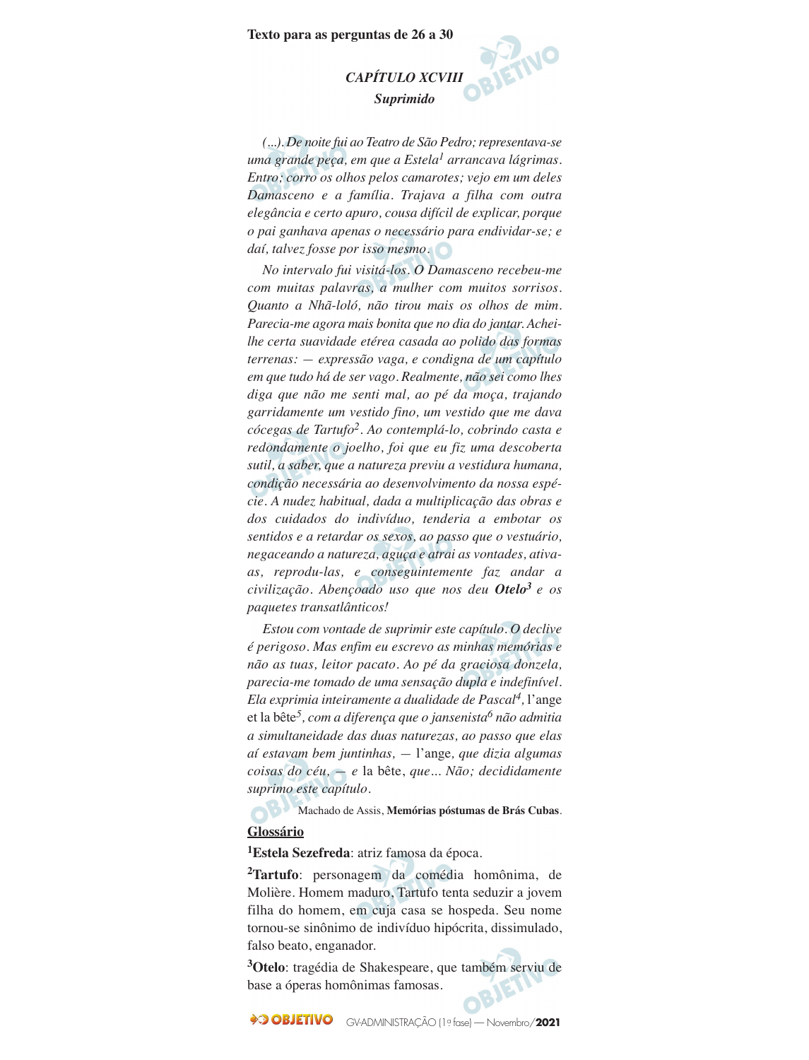**Texto para as perguntas de 26 a 30**

### *CAPÍTULO XCVIII*
### ***Suprimido***

*(...). De noite fui ao Teatro de São Pedro; representava-se uma grande peça, em que a Estela*[1] *arrancava lágrimas. Entro; corro os olhos pelos camarotes; vejo em um deles Damasceno e a família. Trajava a filha com outra elegância e certo apuro, cousa difícil de explicar, porque o pai ganhava apenas o necessário para endividar-se; e daí, talvez fosse por isso mesmo.*

*No intervalo fui visitá-los. O Damasceno recebeu-me com muitas palavras, a mulher com muitos sorrisos. Quanto a Nhã-loló, não tirou mais os olhos de mim. Parecia-me agora mais bonita que no dia do jantar. Achei-lhe certa suavidade etérea casada ao polido das formas terrenas: — expressão vaga, e condigna de um capítulo em que tudo há de ser vago. Realmente, não sei como lhes diga que não me senti mal, ao pé da moça, trajando garridamente um vestido fino, um vestido que me dava cócegas de Tartufo*[2]*. Ao contemplá-lo, cobrindo casta e redondamente o joelho, foi que eu fiz uma descoberta sutil, a saber, que a natureza previu a vestidura humana, condição necessária ao desenvolvimento da nossa espécie. A nudez habitual, dada a multiplicação das obras e dos cuidados do indivíduo, tenderia a embotar os sentidos e a retardar os sexos, ao passo que o vestuário, negaceando a natureza, aguça e atrai as vontades, ativa-as, reprodu-las, e conseguintemente faz andar a civilização. Abençoado uso que nos deu **Otelo**[3] e os paquetes transatlânticos!*

*Estou com vontade de suprimir este capítulo. O declive é perigoso. Mas enfim eu escrevo as minhas memórias e não as tuas, leitor pacato. Ao pé da graciosa donzela, parecia-me tomado de uma sensação dupla e indefinível. Ela exprimia inteiramente a dualidade de Pascal*[4]*,* l'ange et la bête[5]*, com a diferença que o jansenista*[6] *não admitia a simultaneidade das duas naturezas, ao passo que elas aí estavam bem juntinhas, —* l'ange*, que dizia algumas coisas do céu, — e* la bête*, que... Não; decididamente suprimo este capítulo.*

Machado de Assis, **Memórias póstumas de Brás Cubas**.

**Glossário**

[1]**Estela Sezefreda**: atriz famosa da época.

[2]**Tartufo**: personagem da comédia homônima, de Molière. Homem maduro, Tartufo tenta seduzir a jovem filha do homem, em cuja casa se hospeda. Seu nome tornou-se sinônimo de indivíduo hipócrita, dissimulado, falso beato, enganador.

[3]**Otelo**: tragédia de Shakespeare, que também serviu de base a óperas homônimas famosas.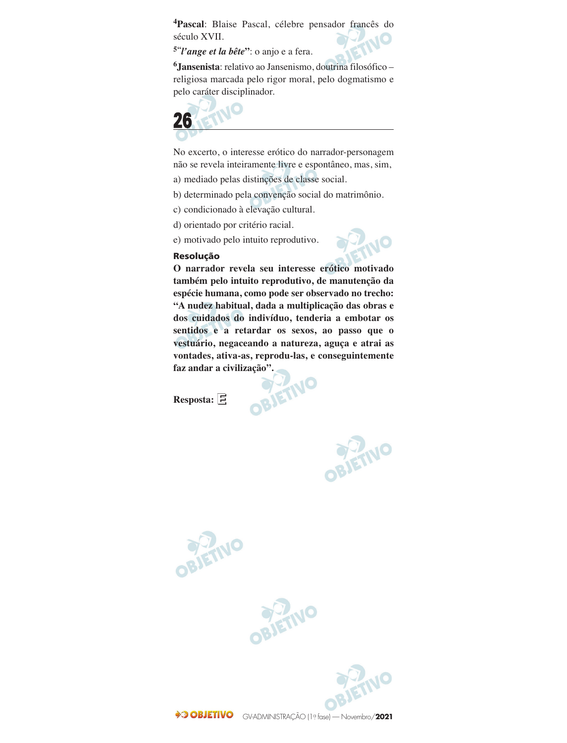[4]**Pascal**: Blaise Pascal, célebre pensador francês do século XVII.

[5]"***l'ange et la bête***": o anjo e a fera.

[6]**Jansenista**: relativo ao Jansenismo, doutrina filosófico – religiosa marcada pelo rigor moral, pelo dogmatismo e pelo caráter disciplinador.

## 26

No excerto, o interesse erótico do narrador-personagem não se revela inteiramente livre e espontâneo, mas, sim,

a) mediado pelas distinções de classe social.

b) determinado pela convenção social do matrimônio.

c) condicionado à elevação cultural.

d) orientado por critério racial.

e) motivado pelo intuito reprodutivo.

**Resolução**

**O narrador revela seu interesse erótico motivado também pelo intuito reprodutivo, de manutenção da espécie humana, como pode ser observado no trecho: "A nudez habitual, dada a multiplicação das obras e dos cuidados do indivíduo, tenderia a embotar os sentidos e a retardar os sexos, ao passo que o vestuário, negaceando a natureza, aguça e atrai as vontades, ativa-as, reprodu-las, e conseguintemente faz andar a civilização".**

**Resposta: E**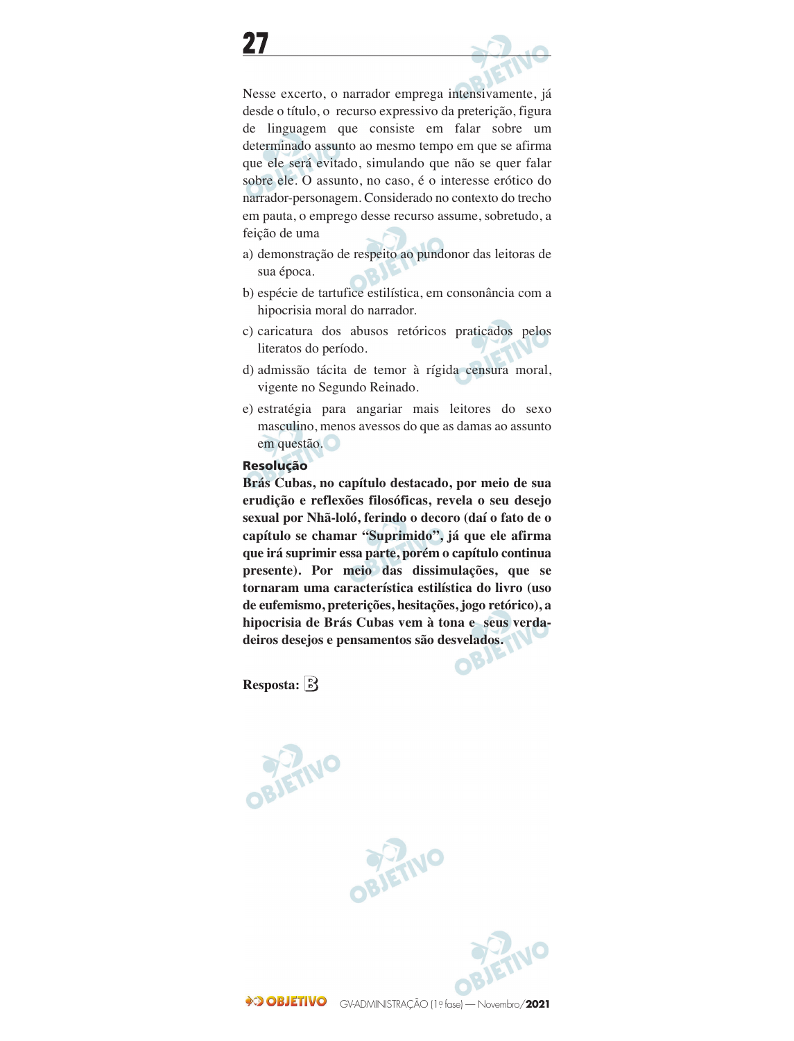## 27

Nesse excerto, o narrador emprega intensivamente, já desde o título, o recurso expressivo da preterição, figura de linguagem que consiste em falar sobre um determinado assunto ao mesmo tempo em que se afirma que ele será evitado, simulando que não se quer falar sobre ele. O assunto, no caso, é o interesse erótico do narrador-personagem. Considerado no contexto do trecho em pauta, o emprego desse recurso assume, sobretudo, a feição de uma

a) demonstração de respeito ao pundonor das leitoras de sua época.

b) espécie de tartufice estilística, em consonância com a hipocrisia moral do narrador.

c) caricatura dos abusos retóricos praticados pelos literatos do período.

d) admissão tácita de temor à rígida censura moral, vigente no Segundo Reinado.

e) estratégia para angariar mais leitores do sexo masculino, menos avessos do que as damas ao assunto em questão.

**Resolução**

**Brás Cubas, no capítulo destacado, por meio de sua erudição e reflexões filosóficas, revela o seu desejo sexual por Nhã-loló, ferindo o decoro (daí o fato de o capítulo se chamar "Suprimido", já que ele afirma que irá suprimir essa parte, porém o capítulo continua presente). Por meio das dissimulações, que se tornaram uma característica estilística do livro (uso de eufemismo, preterições, hesitações, jogo retórico), a hipocrisia de Brás Cubas vem à tona e seus verdadeiros desejos e pensamentos são desvelados.**

**Resposta: B**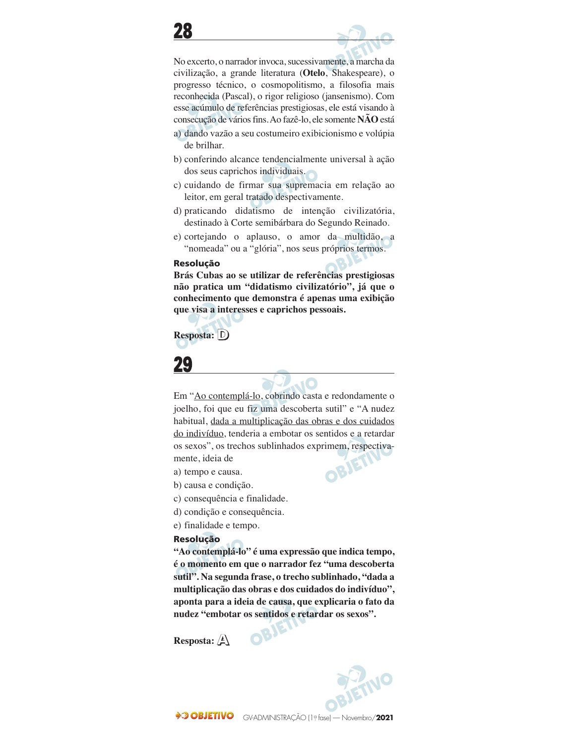## 28

No excerto, o narrador invoca, sucessivamente, a marcha da civilização, a grande literatura (**Otelo**, Shakespeare), o progresso técnico, o cosmopolitismo, a filosofia mais reconhecida (Pascal), o rigor religioso (jansenismo). Com esse acúmulo de referências prestigiosas, ele está visando à consecução de vários fins. Ao fazê-lo, ele somente **NÃO** está

a) dando vazão a seu costumeiro exibicionismo e volúpia de brilhar.

b) conferindo alcance tendencialmente universal à ação dos seus caprichos individuais.

c) cuidando de firmar sua supremacia em relação ao leitor, em geral tratado despectivamente.

d) praticando didatismo de intenção civilizatória, destinado à Corte semibárbara do Segundo Reinado.

e) cortejando o aplauso, o amor da multidão, a "nomeada" ou a "glória", nos seus próprios termos.

**Resolução**

**Brás Cubas ao se utilizar de referências prestigiosas não pratica um "didatismo civilizatório", já que o conhecimento que demonstra é apenas uma exibição que visa a interesses e caprichos pessoais.**

**Resposta:** D

## 29

Em "Ao contemplá-lo, cobrindo casta e redondamente o joelho, foi que eu fiz uma descoberta sutil" e "A nudez habitual, dada a multiplicação das obras e dos cuidados do indivíduo, tenderia a embotar os sentidos e a retardar os sexos", os trechos sublinhados exprimem, respectivamente, ideia de

a) tempo e causa.

b) causa e condição.

c) consequência e finalidade.

d) condição e consequência.

e) finalidade e tempo.

**Resolução**

**"Ao contemplá-lo" é uma expressão que indica tempo, é o momento em que o narrador fez "uma descoberta sutil". Na segunda frase, o trecho sublinhado, "dada a multiplicação das obras e dos cuidados do indivíduo", aponta para a ideia de causa, que explicaria o fato da nudez "embotar os sentidos e retardar os sexos".**

**Resposta:** A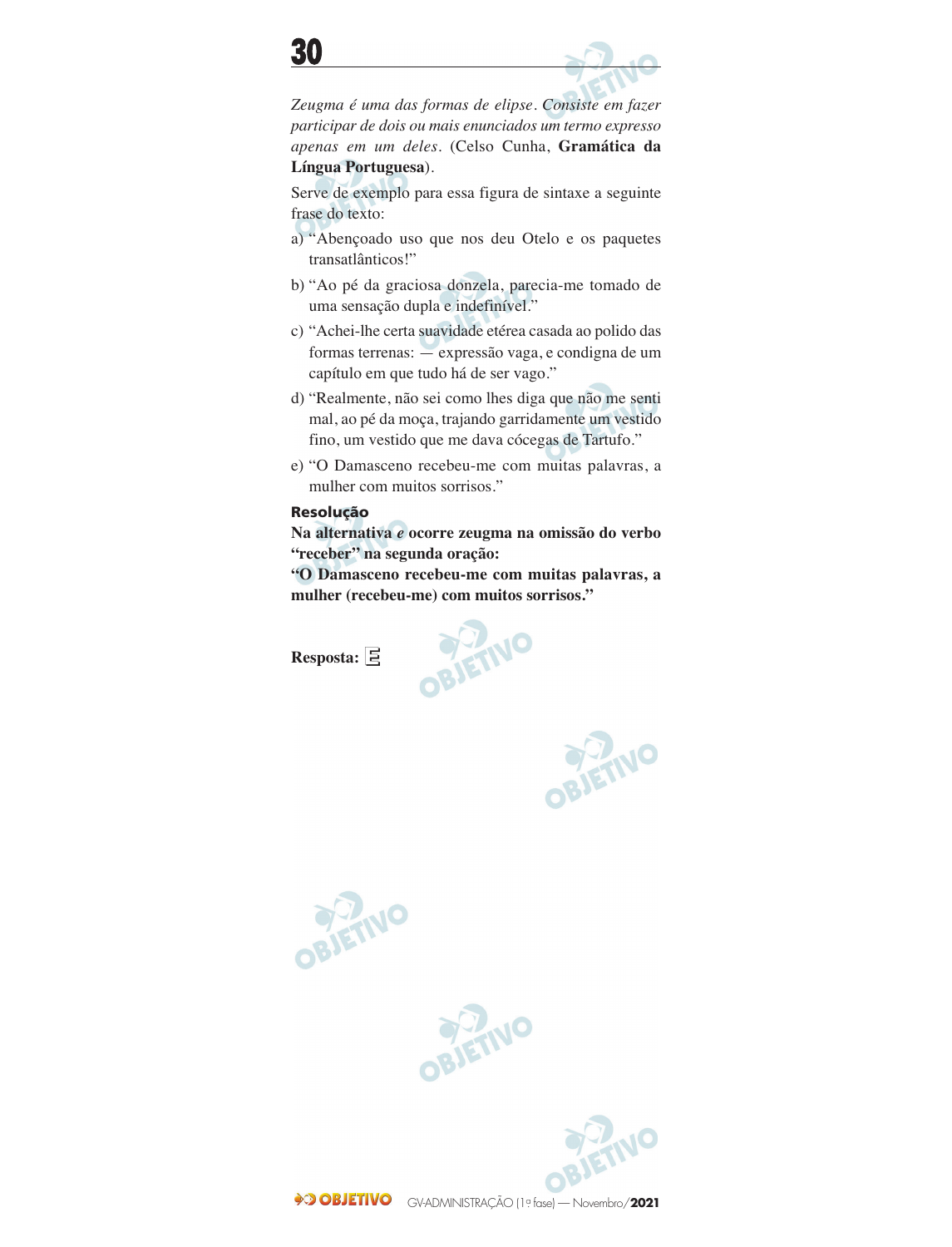# 30

*Zeugma é uma das formas de elipse. Consiste em fazer participar de dois ou mais enunciados um termo expresso apenas em um deles.* (Celso Cunha, **Gramática da Língua Portuguesa**).

Serve de exemplo para essa figura de sintaxe a seguinte frase do texto:

a) "Abençoado uso que nos deu Otelo e os paquetes transatlânticos!"

b) "Ao pé da graciosa donzela, parecia-me tomado de uma sensação dupla e indefinível."

c) "Achei-lhe certa suavidade etérea casada ao polido das formas terrenas: — expressão vaga, e condigna de um capítulo em que tudo há de ser vago."

d) "Realmente, não sei como lhes diga que não me senti mal, ao pé da moça, trajando garridamente um vestido fino, um vestido que me dava cócegas de Tartufo."

e) "O Damasceno recebeu-me com muitas palavras, a mulher com muitos sorrisos."

**Resolução**

**Na alternativa *e* ocorre zeugma na omissão do verbo "receber" na segunda oração:**

**"O Damasceno recebeu-me com muitas palavras, a mulher (recebeu-me) com muitos sorrisos."**

**Resposta:** E